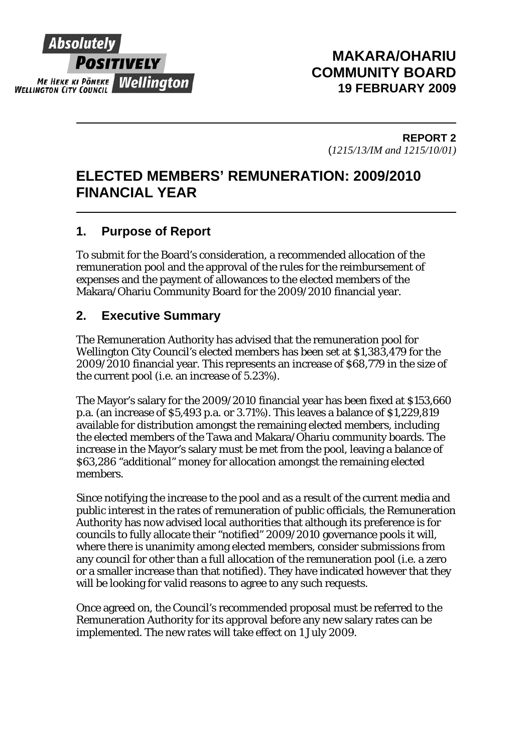Absolutely POSITIVELY Wellington
ME HEKE KI PŌNEKE WELLINGTON CITY COUNCIL

**MAKARA/OHARIU COMMUNITY BOARD**
**19 FEBRUARY 2009**

**REPORT 2**
(*1215/13/IM and 1215/10/01*)

# ELECTED MEMBERS' REMUNERATION: 2009/2010 FINANCIAL YEAR

## 1. Purpose of Report

To submit for the Board's consideration, a recommended allocation of the remuneration pool and the approval of the rules for the reimbursement of expenses and the payment of allowances to the elected members of the Makara/Ohariu Community Board for the 2009/2010 financial year.

## 2. Executive Summary

The Remuneration Authority has advised that the remuneration pool for Wellington City Council's elected members has been set at $1,383,479 for the 2009/2010 financial year. This represents an increase of $68,779 in the size of the current pool (i.e. an increase of 5.23%).

The Mayor's salary for the 2009/2010 financial year has been fixed at $153,660 p.a. (an increase of $5,493 p.a. or 3.71%). This leaves a balance of $1,229,819 available for distribution amongst the remaining elected members, including the elected members of the Tawa and Makara/Ohariu community boards. The increase in the Mayor's salary must be met from the pool, leaving a balance of $63,286 "additional" money for allocation amongst the remaining elected members.

Since notifying the increase to the pool and as a result of the current media and public interest in the rates of remuneration of public officials, the Remuneration Authority has now advised local authorities that although its preference is for councils to fully allocate their "notified" 2009/2010 governance pools it will, where there is unanimity among elected members, consider submissions from any council for other than a full allocation of the remuneration pool (i.e. a zero or a smaller increase than that notified). They have indicated however that they will be looking for valid reasons to agree to any such requests.

Once agreed on, the Council's recommended proposal must be referred to the Remuneration Authority for its approval before any new salary rates can be implemented. The new rates will take effect on 1 July 2009.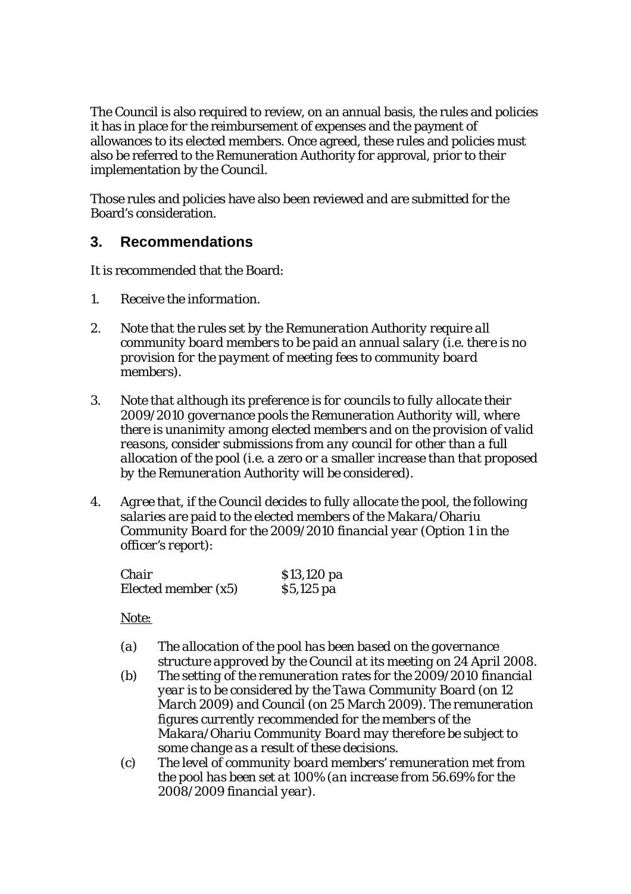The Council is also required to review, on an annual basis, the rules and policies it has in place for the reimbursement of expenses and the payment of allowances to its elected members. Once agreed, these rules and policies must also be referred to the Remuneration Authority for approval, prior to their implementation by the Council.

Those rules and policies have also been reviewed and are submitted for the Board's consideration.

## 3. Recommendations

*It is recommended that the Board:*

1. *Receive the information.*

2. *Note that the rules set by the Remuneration Authority require all community board members to be paid an annual salary (i.e. there is no provision for the payment of meeting fees to community board members).*

3. *Note that although its preference is for councils to fully allocate their 2009/2010 governance pools the Remuneration Authority will, where there is unanimity among elected members and on the provision of valid reasons, consider submissions from any council for other than a full allocation of the pool (i.e. a zero or a smaller increase than that proposed by the Remuneration Authority will be considered).*

4. *Agree that, if the Council decides to fully allocate the pool, the following salaries are paid to the elected members of the Makara/Ohariu Community Board for the 2009/2010 financial year (Option 1 in the officer's report):*

| | |
|---|---|
| *Chair* | *$13,120 pa* |
| *Elected member (x5)* | *$5,125 pa* |

*Note:*

*(a) The allocation of the pool has been based on the governance structure approved by the Council at its meeting on 24 April 2008.*

*(b) The setting of the remuneration rates for the 2009/2010 financial year is to be considered by the Tawa Community Board (on 12 March 2009) and Council (on 25 March 2009). The remuneration figures currently recommended for the members of the Makara/Ohariu Community Board may therefore be subject to some change as a result of these decisions.*

*(c) The level of community board members' remuneration met from the pool has been set at 100% (an increase from 56.69% for the 2008/2009 financial year).*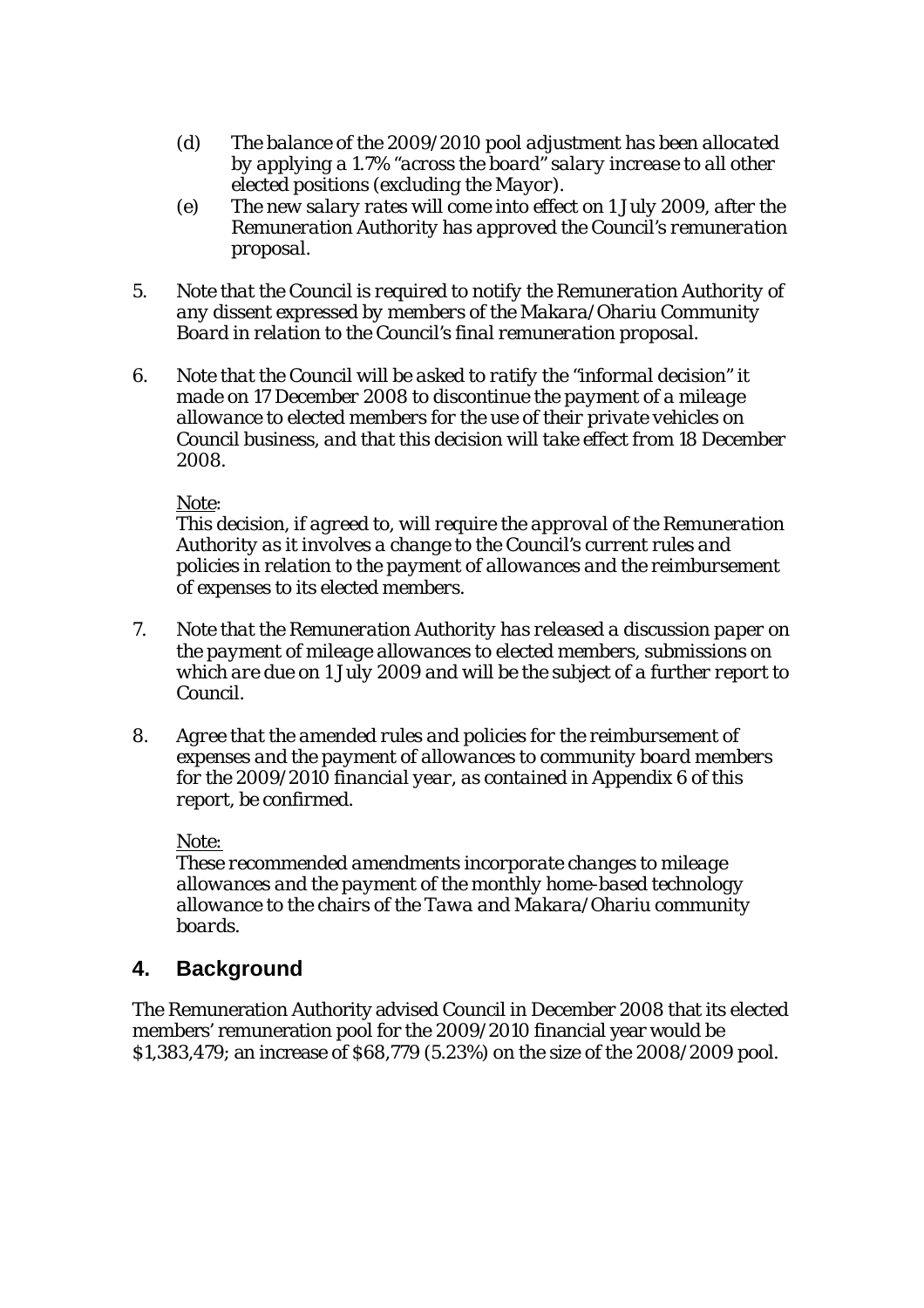(d) *The balance of the 2009/2010 pool adjustment has been allocated by applying a 1.7% "across the board" salary increase to all other elected positions (excluding the Mayor).*

(e) *The new salary rates will come into effect on 1 July 2009, after the Remuneration Authority has approved the Council's remuneration proposal.*

5. *Note that the Council is required to notify the Remuneration Authority of any dissent expressed by members of the Makara/Ohariu Community Board in relation to the Council's final remuneration proposal.*

6. *Note that the Council will be asked to ratify the "informal decision" it made on 17 December 2008 to discontinue the payment of a mileage allowance to elected members for the use of their private vehicles on Council business, and that this decision will take effect from 18 December 2008.*

   *Note:*
   *This decision, if agreed to, will require the approval of the Remuneration Authority as it involves a change to the Council's current rules and policies in relation to the payment of allowances and the reimbursement of expenses to its elected members.*

7. *Note that the Remuneration Authority has released a discussion paper on the payment of mileage allowances to elected members, submissions on which are due on 1 July 2009 and will be the subject of a further report to Council.*

8. *Agree that the amended rules and policies for the reimbursement of expenses and the payment of allowances to community board members for the 2009/2010 financial year, as contained in Appendix 6 of this report, be confirmed.*

   *Note:*
   *These recommended amendments incorporate changes to mileage allowances and the payment of the monthly home-based technology allowance to the chairs of the Tawa and Makara/Ohariu community boards.*

## 4. Background

The Remuneration Authority advised Council in December 2008 that its elected members' remuneration pool for the 2009/2010 financial year would be $1,383,479; an increase of $68,779 (5.23%) on the size of the 2008/2009 pool.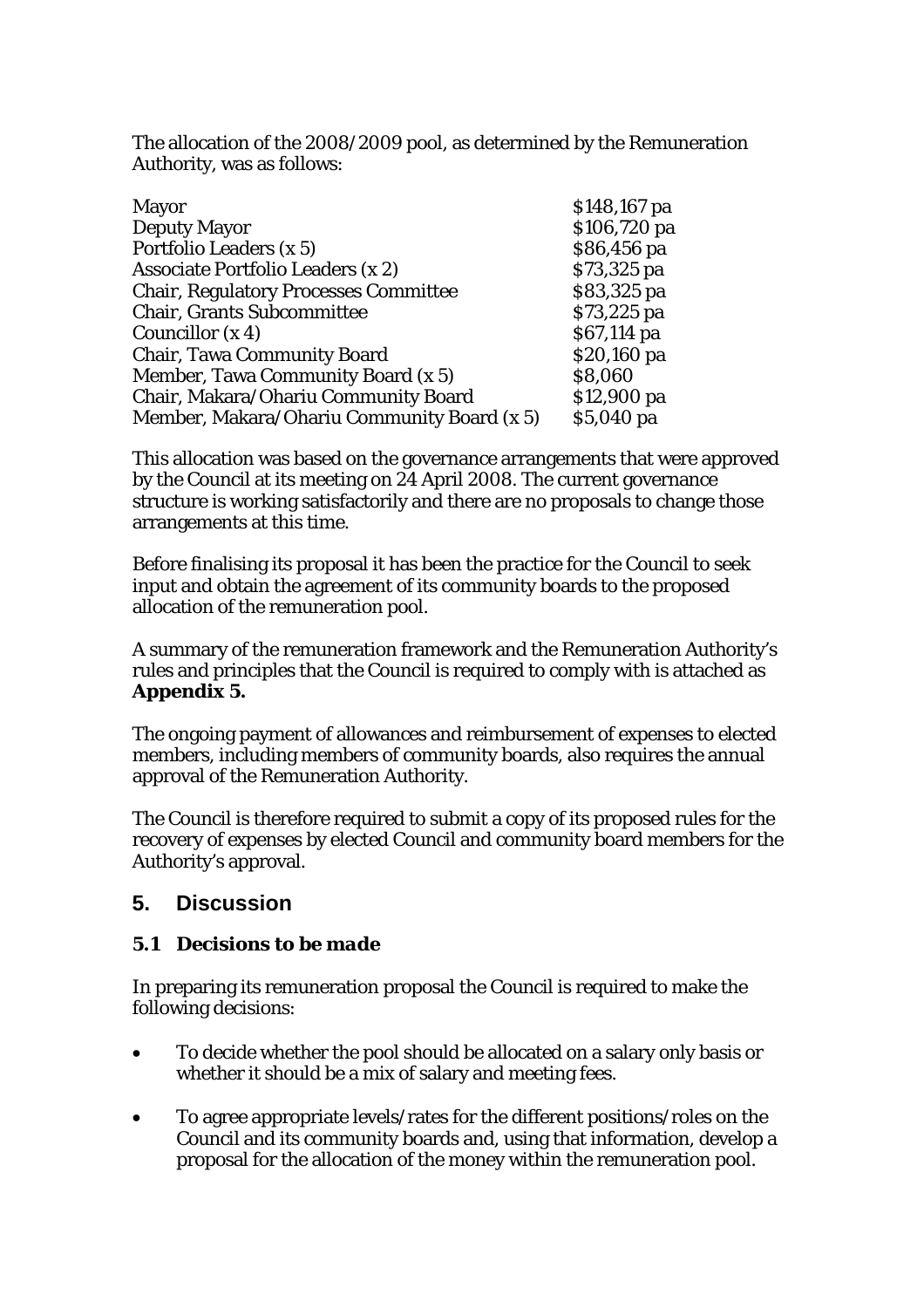The allocation of the 2008/2009 pool, as determined by the Remuneration Authority, was as follows:

| | |
|---|---|
| Mayor | $148,167 pa |
| Deputy Mayor | $106,720 pa |
| Portfolio Leaders (x 5) | $86,456 pa |
| Associate Portfolio Leaders (x 2) | $73,325 pa |
| Chair, Regulatory Processes Committee | $83,325 pa |
| Chair, Grants Subcommittee | $73,225 pa |
| Councillor (x 4) | $67,114 pa |
| Chair, Tawa Community Board | $20,160 pa |
| Member, Tawa Community Board (x 5) | $8,060 |
| Chair, Makara/Ohariu Community Board | $12,900 pa |
| Member, Makara/Ohariu Community Board (x 5) | $5,040 pa |

This allocation was based on the governance arrangements that were approved by the Council at its meeting on 24 April 2008. The current governance structure is working satisfactorily and there are no proposals to change those arrangements at this time.

Before finalising its proposal it has been the practice for the Council to seek input and obtain the agreement of its community boards to the proposed allocation of the remuneration pool.

A summary of the remuneration framework and the Remuneration Authority's rules and principles that the Council is required to comply with is attached as **Appendix 5.**

The ongoing payment of allowances and reimbursement of expenses to elected members, including members of community boards, also requires the annual approval of the Remuneration Authority.

The Council is therefore required to submit a copy of its proposed rules for the recovery of expenses by elected Council and community board members for the Authority's approval.

## 5. Discussion

### *5.1 Decisions to be made*

In preparing its remuneration proposal the Council is required to make the following decisions:

- To decide whether the pool should be allocated on a salary only basis or whether it should be a mix of salary and meeting fees.
- To agree appropriate levels/rates for the different positions/roles on the Council and its community boards and, using that information, develop a proposal for the allocation of the money within the remuneration pool.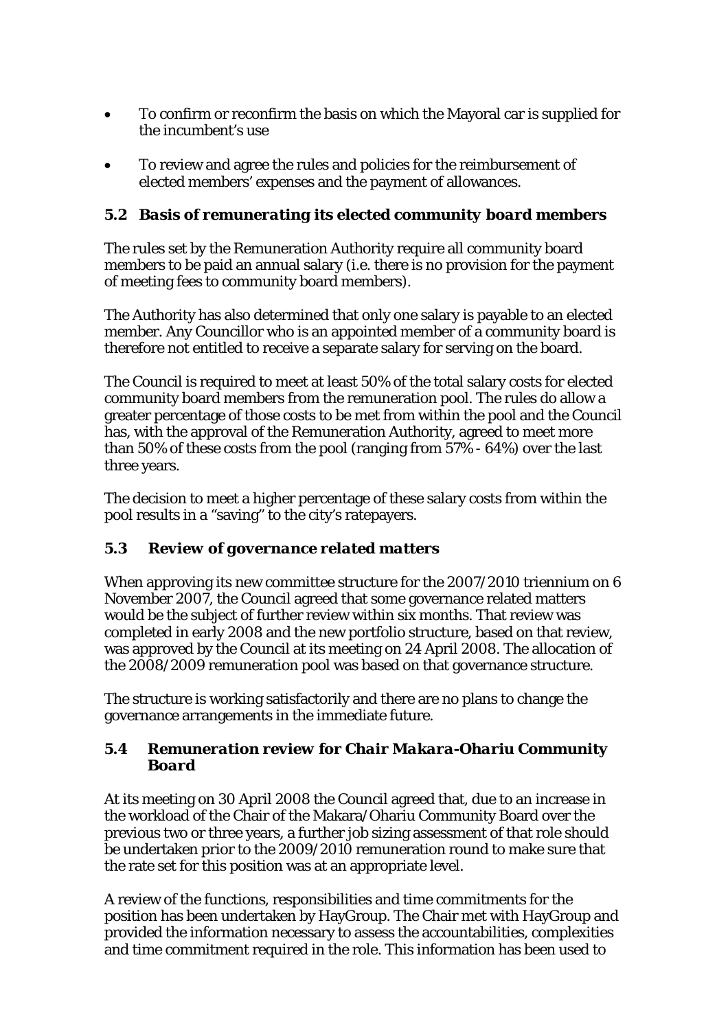- To confirm or reconfirm the basis on which the Mayoral car is supplied for the incumbent's use
- To review and agree the rules and policies for the reimbursement of elected members' expenses and the payment of allowances.

### *5.2 Basis of remunerating its elected community board members*

The rules set by the Remuneration Authority require all community board members to be paid an annual salary (i.e. there is no provision for the payment of meeting fees to community board members).

The Authority has also determined that only one salary is payable to an elected member. Any Councillor who is an appointed member of a community board is therefore not entitled to receive a separate salary for serving on the board.

The Council is required to meet at least 50% of the total salary costs for elected community board members from the remuneration pool. The rules do allow a greater percentage of those costs to be met from within the pool and the Council has, with the approval of the Remuneration Authority, agreed to meet more than 50% of these costs from the pool (ranging from 57% - 64%) over the last three years.

The decision to meet a higher percentage of these salary costs from within the pool results in a "saving" to the city's ratepayers.

### *5.3 Review of governance related matters*

When approving its new committee structure for the 2007/2010 triennium on 6 November 2007, the Council agreed that some governance related matters would be the subject of further review within six months. That review was completed in early 2008 and the new portfolio structure, based on that review, was approved by the Council at its meeting on 24 April 2008. The allocation of the 2008/2009 remuneration pool was based on that governance structure.

The structure is working satisfactorily and there are no plans to change the governance arrangements in the immediate future.

### *5.4 Remuneration review for Chair Makara-Ohariu Community Board*

At its meeting on 30 April 2008 the Council agreed that, due to an increase in the workload of the Chair of the Makara/Ohariu Community Board over the previous two or three years, a further job sizing assessment of that role should be undertaken prior to the 2009/2010 remuneration round to make sure that the rate set for this position was at an appropriate level.

A review of the functions, responsibilities and time commitments for the position has been undertaken by HayGroup. The Chair met with HayGroup and provided the information necessary to assess the accountabilities, complexities and time commitment required in the role. This information has been used to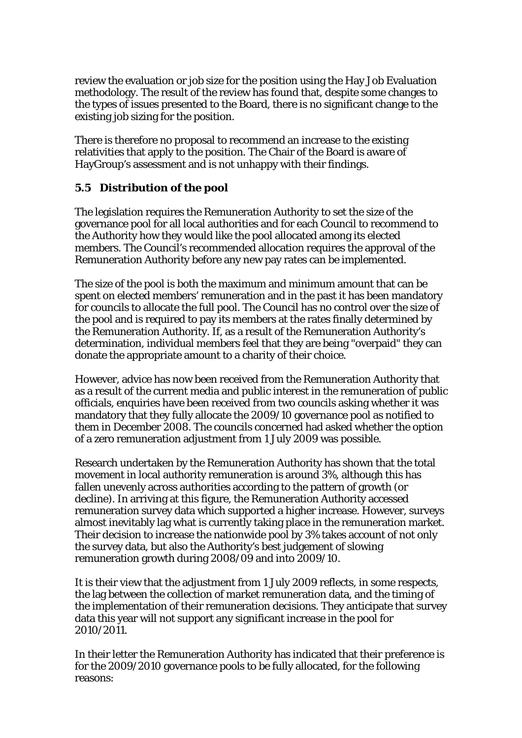review the evaluation or job size for the position using the Hay Job Evaluation methodology. The result of the review has found that, despite some changes to the types of issues presented to the Board, there is no significant change to the existing job sizing for the position.

There is therefore no proposal to recommend an increase to the existing relativities that apply to the position. The Chair of the Board is aware of HayGroup's assessment and is not unhappy with their findings.

### 5.5 Distribution of the pool

The legislation requires the Remuneration Authority to set the size of the governance pool for all local authorities and for each Council to recommend to the Authority how they would like the pool allocated among its elected members. The Council's recommended allocation requires the approval of the Remuneration Authority before any new pay rates can be implemented.

The size of the pool is both the maximum and minimum amount that can be spent on elected members' remuneration and in the past it has been mandatory for councils to allocate the full pool. The Council has no control over the size of the pool and is required to pay its members at the rates finally determined by the Remuneration Authority. If, as a result of the Remuneration Authority's determination, individual members feel that they are being "overpaid" they can donate the appropriate amount to a charity of their choice.

However, advice has now been received from the Remuneration Authority that as a result of the current media and public interest in the remuneration of public officials, enquiries have been received from two councils asking whether it was mandatory that they fully allocate the 2009/10 governance pool as notified to them in December 2008. The councils concerned had asked whether the option of a zero remuneration adjustment from 1 July 2009 was possible.

Research undertaken by the Remuneration Authority has shown that the total movement in local authority remuneration is around 3%, although this has fallen unevenly across authorities according to the pattern of growth (or decline). In arriving at this figure, the Remuneration Authority accessed remuneration survey data which supported a higher increase. However, surveys almost inevitably lag what is currently taking place in the remuneration market. Their decision to increase the nationwide pool by 3% takes account of not only the survey data, but also the Authority's best judgement of slowing remuneration growth during 2008/09 and into 2009/10.

It is their view that the adjustment from 1 July 2009 reflects, in some respects, the lag between the collection of market remuneration data, and the timing of the implementation of their remuneration decisions. They anticipate that survey data this year will not support any significant increase in the pool for 2010/2011.

In their letter the Remuneration Authority has indicated that their preference is for the 2009/2010 governance pools to be fully allocated, for the following reasons: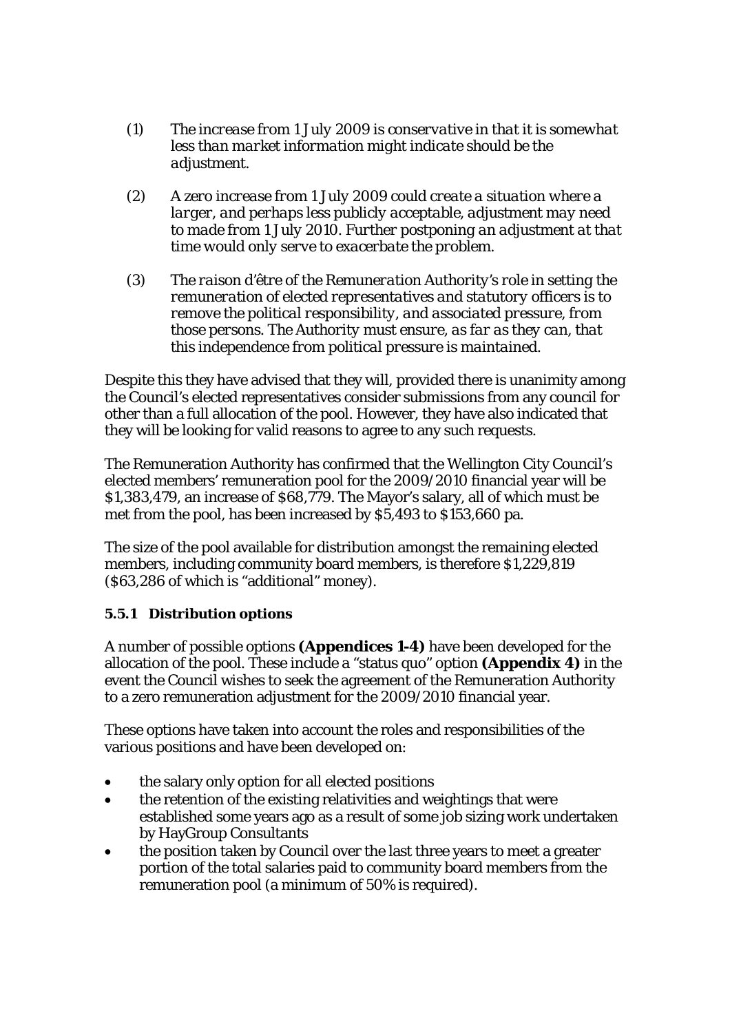(1) *The increase from 1 July 2009 is conservative in that it is somewhat less than market information might indicate should be the adjustment.*

(2) *A zero increase from 1 July 2009 could create a situation where a larger, and perhaps less publicly acceptable, adjustment may need to made from 1 July 2010. Further postponing an adjustment at that time would only serve to exacerbate the problem.*

(3) *The raison d'être of the Remuneration Authority's role in setting the remuneration of elected representatives and statutory officers is to remove the political responsibility, and associated pressure, from those persons. The Authority must ensure, as far as they can, that this independence from political pressure is maintained.*

Despite this they have advised that they will, provided there is unanimity among the Council's elected representatives consider submissions from any council for other than a full allocation of the pool. However, they have also indicated that they will be looking for valid reasons to agree to any such requests.

The Remuneration Authority has confirmed that the Wellington City Council's elected members' remuneration pool for the 2009/2010 financial year will be $1,383,479, an increase of $68,779. The Mayor's salary, all of which must be met from the pool, has been increased by $5,493 to $153,660 pa.

The size of the pool available for distribution amongst the remaining elected members, including community board members, is therefore $1,229,819 ($63,286 of which is "additional" money).

#### 5.5.1 Distribution options

A number of possible options **(Appendices 1-4)** have been developed for the allocation of the pool. These include a "status quo" option **(Appendix 4)** in the event the Council wishes to seek the agreement of the Remuneration Authority to a zero remuneration adjustment for the 2009/2010 financial year.

These options have taken into account the roles and responsibilities of the various positions and have been developed on:

- the salary only option for all elected positions
- the retention of the existing relativities and weightings that were established some years ago as a result of some job sizing work undertaken by HayGroup Consultants
- the position taken by Council over the last three years to meet a greater portion of the total salaries paid to community board members from the remuneration pool (a minimum of 50% is required).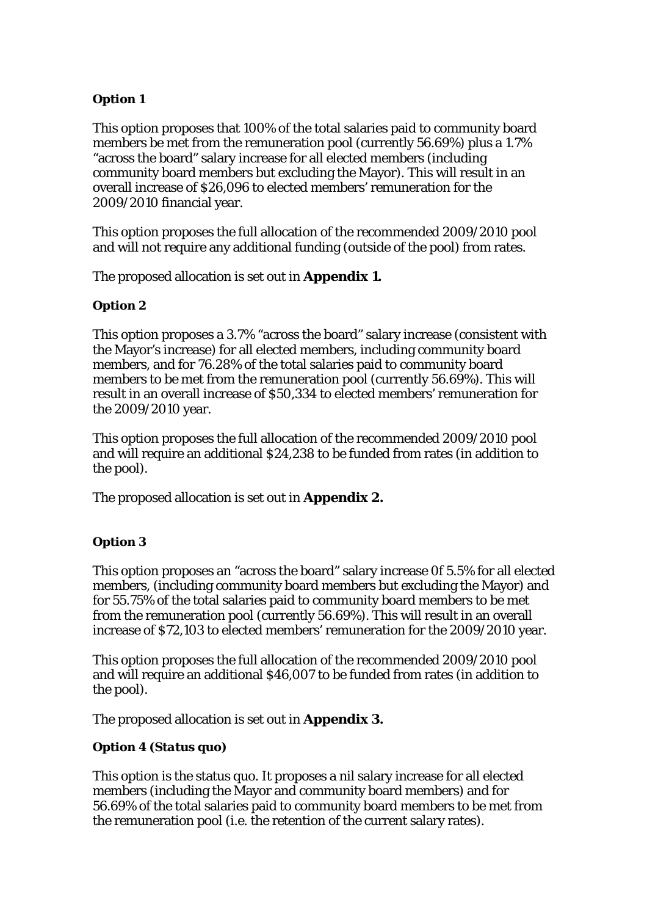**Option 1**

This option proposes that 100% of the total salaries paid to community board members be met from the remuneration pool (currently 56.69%) plus a 1.7% "across the board" salary increase for all elected members (including community board members but excluding the Mayor). This will result in an overall increase of $26,096 to elected members' remuneration for the 2009/2010 financial year.

This option proposes the full allocation of the recommended 2009/2010 pool and will not require any additional funding (outside of the pool) from rates.

The proposed allocation is set out in **Appendix 1.**

**Option 2**

This option proposes a 3.7% "across the board" salary increase (consistent with the Mayor's increase) for all elected members, including community board members, and for 76.28% of the total salaries paid to community board members to be met from the remuneration pool (currently 56.69%). This will result in an overall increase of $50,334 to elected members' remuneration for the 2009/2010 year.

This option proposes the full allocation of the recommended 2009/2010 pool and will require an additional $24,238 to be funded from rates (in addition to the pool).

The proposed allocation is set out in **Appendix 2.**

**Option 3**

This option proposes an "across the board" salary increase 0f 5.5% for all elected members, (including community board members but excluding the Mayor) and for 55.75% of the total salaries paid to community board members to be met from the remuneration pool (currently 56.69%). This will result in an overall increase of $72,103 to elected members' remuneration for the 2009/2010 year.

This option proposes the full allocation of the recommended 2009/2010 pool and will require an additional $46,007 to be funded from rates (in addition to the pool).

The proposed allocation is set out in **Appendix 3.**

***Option 4 (Status quo)***

This option is the status quo. It proposes a nil salary increase for all elected members (including the Mayor and community board members) and for 56.69% of the total salaries paid to community board members to be met from the remuneration pool (i.e. the retention of the current salary rates).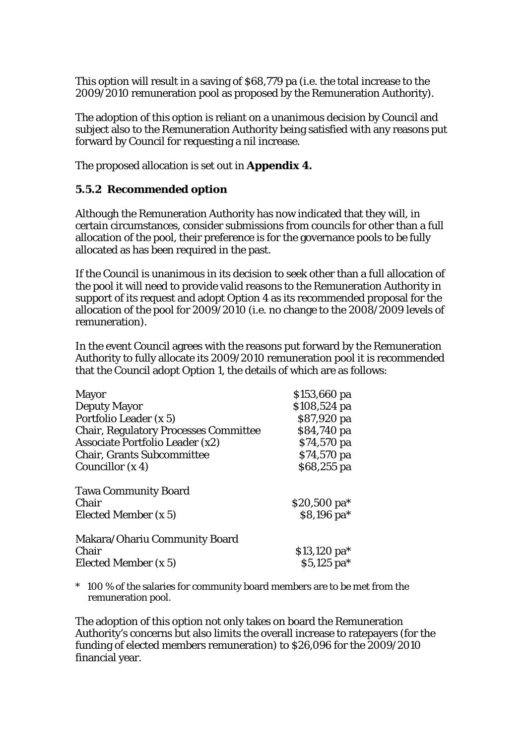This option will result in a saving of $68,779 pa (i.e. the total increase to the 2009/2010 remuneration pool as proposed by the Remuneration Authority).

The adoption of this option is reliant on a unanimous decision by Council and subject also to the Remuneration Authority being satisfied with any reasons put forward by Council for requesting a nil increase.

The proposed allocation is set out in **Appendix 4.**

### 5.5.2 Recommended option

Although the Remuneration Authority has now indicated that they will, in certain circumstances, consider submissions from councils for other than a full allocation of the pool, their preference is for the governance pools to be fully allocated as has been required in the past.

If the Council is unanimous in its decision to seek other than a full allocation of the pool it will need to provide valid reasons to the Remuneration Authority in support of its request and adopt Option 4 as its recommended proposal for the allocation of the pool for 2009/2010 (i.e. no change to the 2008/2009 levels of remuneration).

In the event Council agrees with the reasons put forward by the Remuneration Authority to fully allocate its 2009/2010 remuneration pool it is recommended that the Council adopt Option 1, the details of which are as follows:

| | |
|---|---|
| Mayor | $153,660 pa |
| Deputy Mayor | $108,524 pa |
| Portfolio Leader (x 5) | $87,920 pa |
| Chair, Regulatory Processes Committee | $84,740 pa |
| Associate Portfolio Leader (x2) | $74,570 pa |
| Chair, Grants Subcommittee | $74,570 pa |
| Councillor (x 4) | $68,255 pa |
| | |
| Tawa Community Board | |
| Chair | $20,500 pa* |
| Elected Member (x 5) | $8,196 pa* |
| | |
| Makara/Ohariu Community Board | |
| Chair | $13,120 pa* |
| Elected Member (x 5) | $5,125 pa* |

\* 100 % of the salaries for community board members are to be met from the remuneration pool.

The adoption of this option not only takes on board the Remuneration Authority's concerns but also limits the overall increase to ratepayers (for the funding of elected members remuneration) to $26,096 for the 2009/2010 financial year.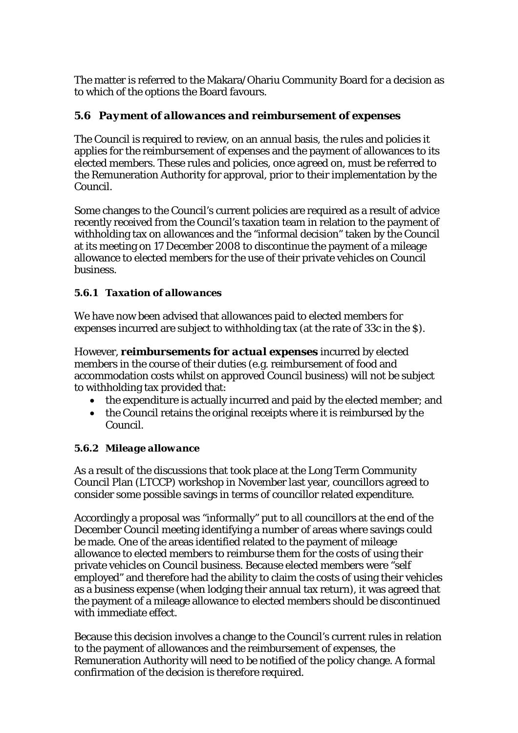The matter is referred to the Makara/Ohariu Community Board for a decision as to which of the options the Board favours.

### *5.6 Payment of allowances and reimbursement of expenses*

The Council is required to review, on an annual basis, the rules and policies it applies for the reimbursement of expenses and the payment of allowances to its elected members. These rules and policies, once agreed on, must be referred to the Remuneration Authority for approval, prior to their implementation by the Council.

Some changes to the Council's current policies are required as a result of advice recently received from the Council's taxation team in relation to the payment of withholding tax on allowances and the "informal decision" taken by the Council at its meeting on 17 December 2008 to discontinue the payment of a mileage allowance to elected members for the use of their private vehicles on Council business.

#### *5.6.1 Taxation of allowances*

We have now been advised that allowances paid to elected members for expenses incurred are subject to withholding tax (at the rate of 33c in the $).

However, ***reimbursements for actual expenses*** incurred by elected members in the course of their duties (e.g. reimbursement of food and accommodation costs whilst on approved Council business) will not be subject to withholding tax provided that:

- the expenditure is actually incurred and paid by the elected member; and
- the Council retains the original receipts where it is reimbursed by the Council.

#### *5.6.2 Mileage allowance*

As a result of the discussions that took place at the Long Term Community Council Plan (LTCCP) workshop in November last year, councillors agreed to consider some possible savings in terms of councillor related expenditure.

Accordingly a proposal was "informally" put to all councillors at the end of the December Council meeting identifying a number of areas where savings could be made. One of the areas identified related to the payment of mileage allowance to elected members to reimburse them for the costs of using their private vehicles on Council business. Because elected members were "self employed" and therefore had the ability to claim the costs of using their vehicles as a business expense (when lodging their annual tax return), it was agreed that the payment of a mileage allowance to elected members should be discontinued with immediate effect.

Because this decision involves a change to the Council's current rules in relation to the payment of allowances and the reimbursement of expenses, the Remuneration Authority will need to be notified of the policy change. A formal confirmation of the decision is therefore required.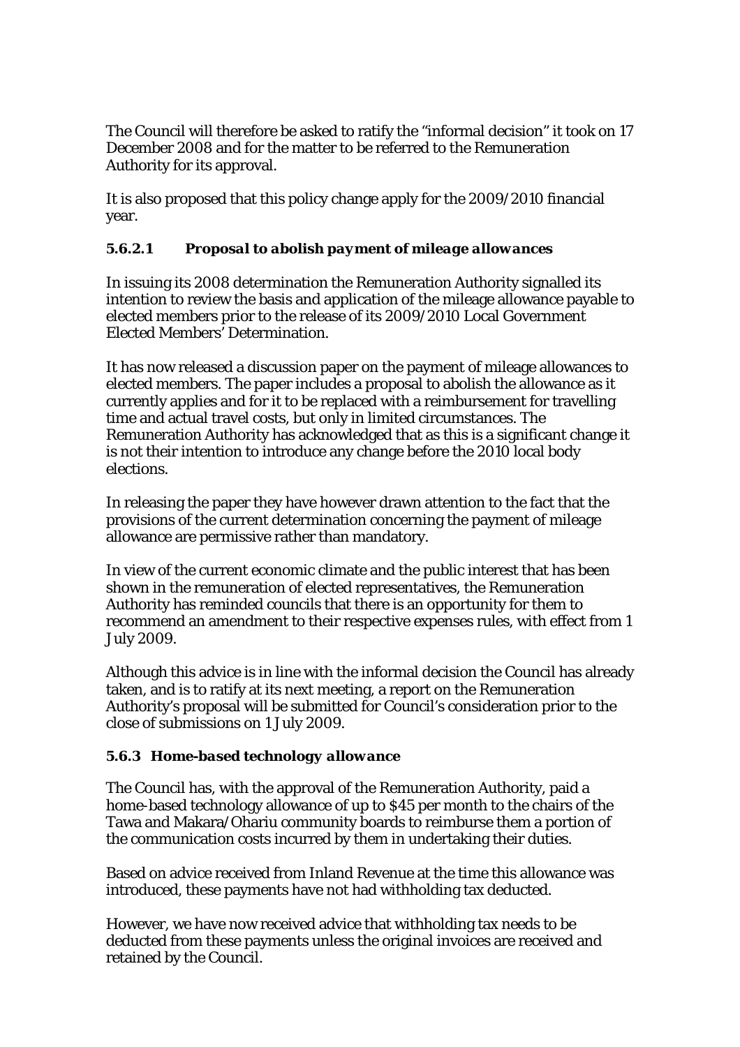The Council will therefore be asked to ratify the "informal decision" it took on 17 December 2008 and for the matter to be referred to the Remuneration Authority for its approval.

It is also proposed that this policy change apply for the 2009/2010 financial year.

#### *5.6.2.1 Proposal to abolish payment of mileage allowances*

In issuing its 2008 determination the Remuneration Authority signalled its intention to review the basis and application of the mileage allowance payable to elected members prior to the release of its 2009/2010 Local Government Elected Members' Determination.

It has now released a discussion paper on the payment of mileage allowances to elected members. The paper includes a proposal to abolish the allowance as it currently applies and for it to be replaced with a reimbursement for travelling time and actual travel costs, but only in limited circumstances. The Remuneration Authority has acknowledged that as this is a significant change it is not their intention to introduce any change before the 2010 local body elections.

In releasing the paper they have however drawn attention to the fact that the provisions of the current determination concerning the payment of mileage allowance are permissive rather than mandatory.

In view of the current economic climate and the public interest that has been shown in the remuneration of elected representatives, the Remuneration Authority has reminded councils that there is an opportunity for them to recommend an amendment to their respective expenses rules, with effect from 1 July 2009.

Although this advice is in line with the informal decision the Council has already taken, and is to ratify at its next meeting, a report on the Remuneration Authority's proposal will be submitted for Council's consideration prior to the close of submissions on 1 July 2009.

### *5.6.3 Home-based technology allowance*

The Council has, with the approval of the Remuneration Authority, paid a home-based technology allowance of up to $45 per month to the chairs of the Tawa and Makara/Ohariu community boards to reimburse them a portion of the communication costs incurred by them in undertaking their duties.

Based on advice received from Inland Revenue at the time this allowance was introduced, these payments have not had withholding tax deducted.

However, we have now received advice that withholding tax needs to be deducted from these payments unless the original invoices are received and retained by the Council.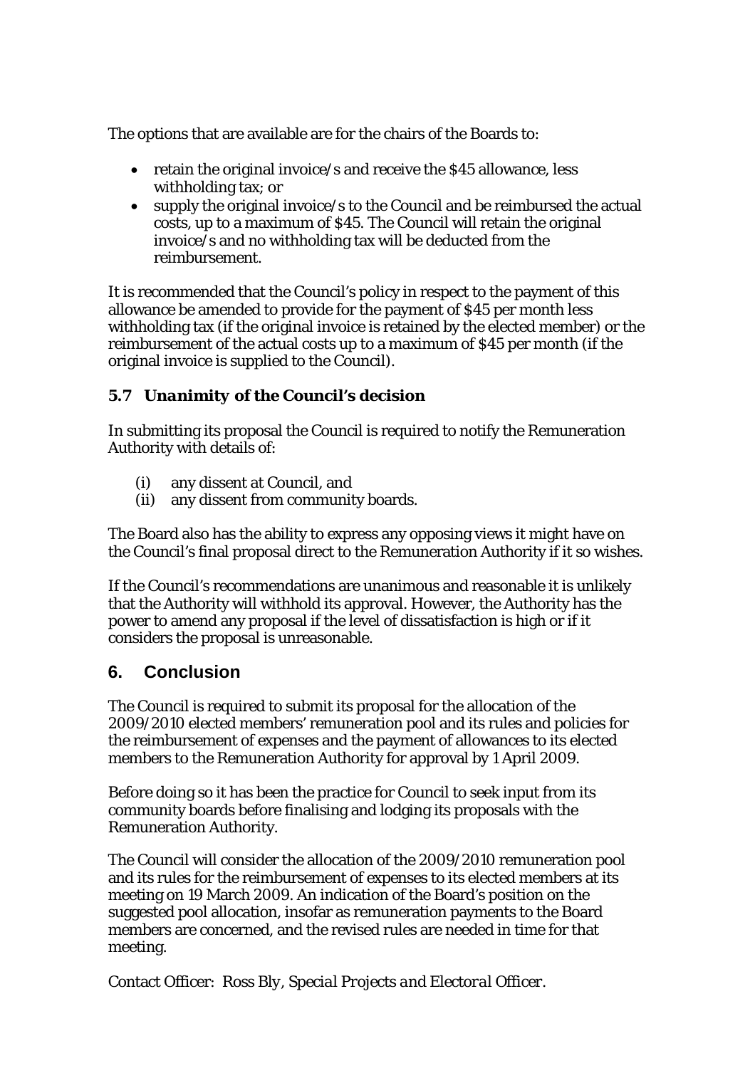The options that are available are for the chairs of the Boards to:

- retain the original invoice/s and receive the $45 allowance, less withholding tax; or
- supply the original invoice/s to the Council and be reimbursed the actual costs, up to a maximum of $45. The Council will retain the original invoice/s and no withholding tax will be deducted from the reimbursement.

It is recommended that the Council's policy in respect to the payment of this allowance be amended to provide for the payment of $45 per month less withholding tax (if the original invoice is retained by the elected member) or the reimbursement of the actual costs up to a maximum of $45 per month (if the original invoice is supplied to the Council).

### *5.7 Unanimity of the Council's decision*

In submitting its proposal the Council is required to notify the Remuneration Authority with details of:

(i) any dissent at Council, and
(ii) any dissent from community boards.

The Board also has the ability to express any opposing views it might have on the Council's final proposal direct to the Remuneration Authority if it so wishes.

If the Council's recommendations are unanimous and reasonable it is unlikely that the Authority will withhold its approval. However, the Authority has the power to amend any proposal if the level of dissatisfaction is high or if it considers the proposal is unreasonable.

## 6. Conclusion

The Council is required to submit its proposal for the allocation of the 2009/2010 elected members' remuneration pool and its rules and policies for the reimbursement of expenses and the payment of allowances to its elected members to the Remuneration Authority for approval by 1 April 2009.

Before doing so it has been the practice for Council to seek input from its community boards before finalising and lodging its proposals with the Remuneration Authority.

The Council will consider the allocation of the 2009/2010 remuneration pool and its rules for the reimbursement of expenses to its elected members at its meeting on 19 March 2009. An indication of the Board's position on the suggested pool allocation, insofar as remuneration payments to the Board members are concerned, and the revised rules are needed in time for that meeting.

Contact Officer: *Ross Bly, Special Projects and Electoral Officer.*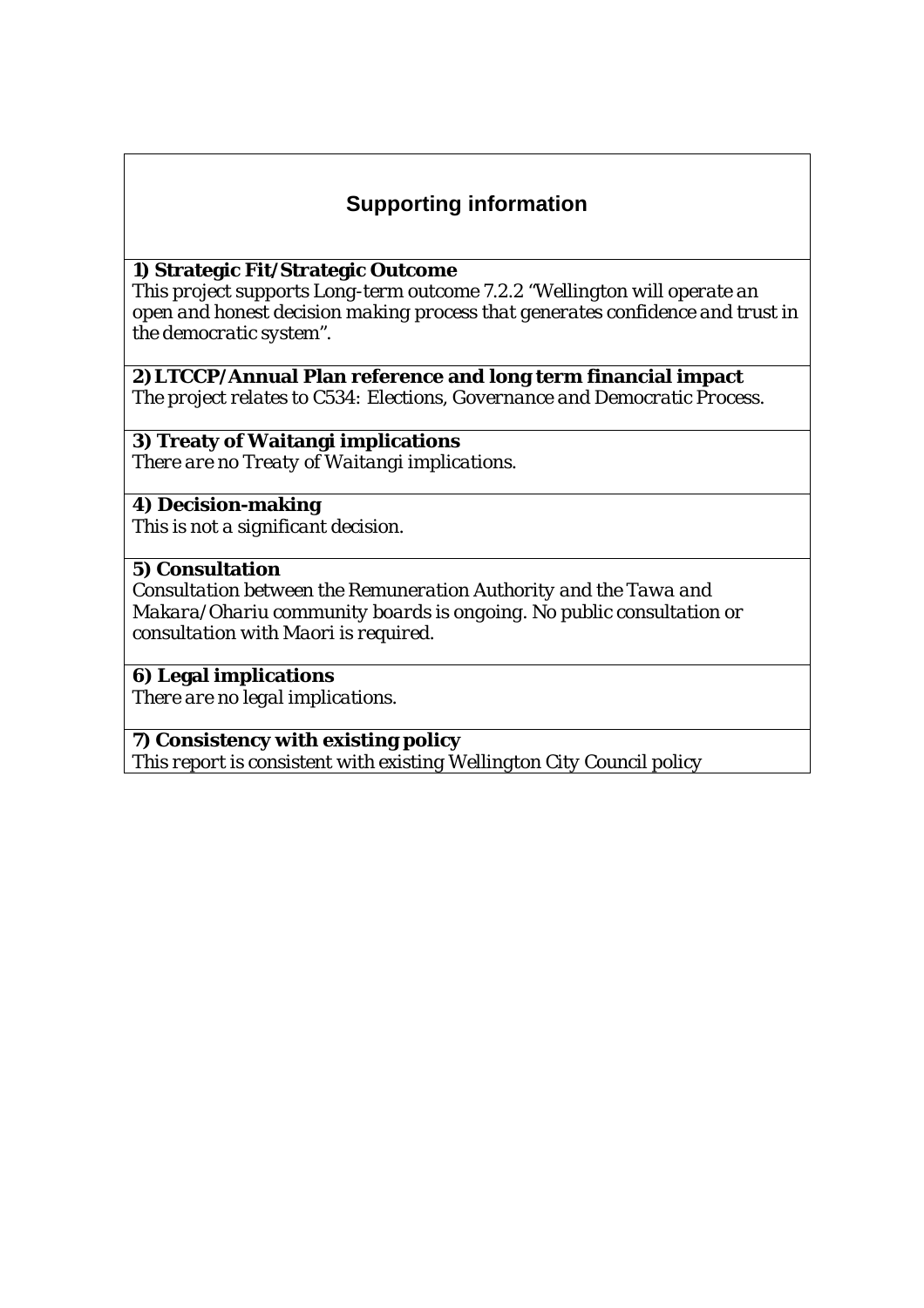## Supporting information

**1) Strategic Fit/Strategic Outcome**

*This project supports Long-term outcome 7.2.2 "Wellington will operate an open and honest decision making process that generates confidence and trust in the democratic system".*

**2) LTCCP/Annual Plan reference and long term financial impact**

*The project relates to C534: Elections, Governance and Democratic Process.*

**3) Treaty of Waitangi implications**

*There are no Treaty of Waitangi implications.*

**4) Decision-making**

*This is not a significant decision.*

**5) Consultation**

*Consultation between the Remuneration Authority and the Tawa and Makara/Ohariu community boards is ongoing. No public consultation or consultation with Maori is required.*

**6) Legal implications**

*There are no legal implications.*

**7) Consistency with existing policy**

*This report is consistent with existing Wellington City Council policy*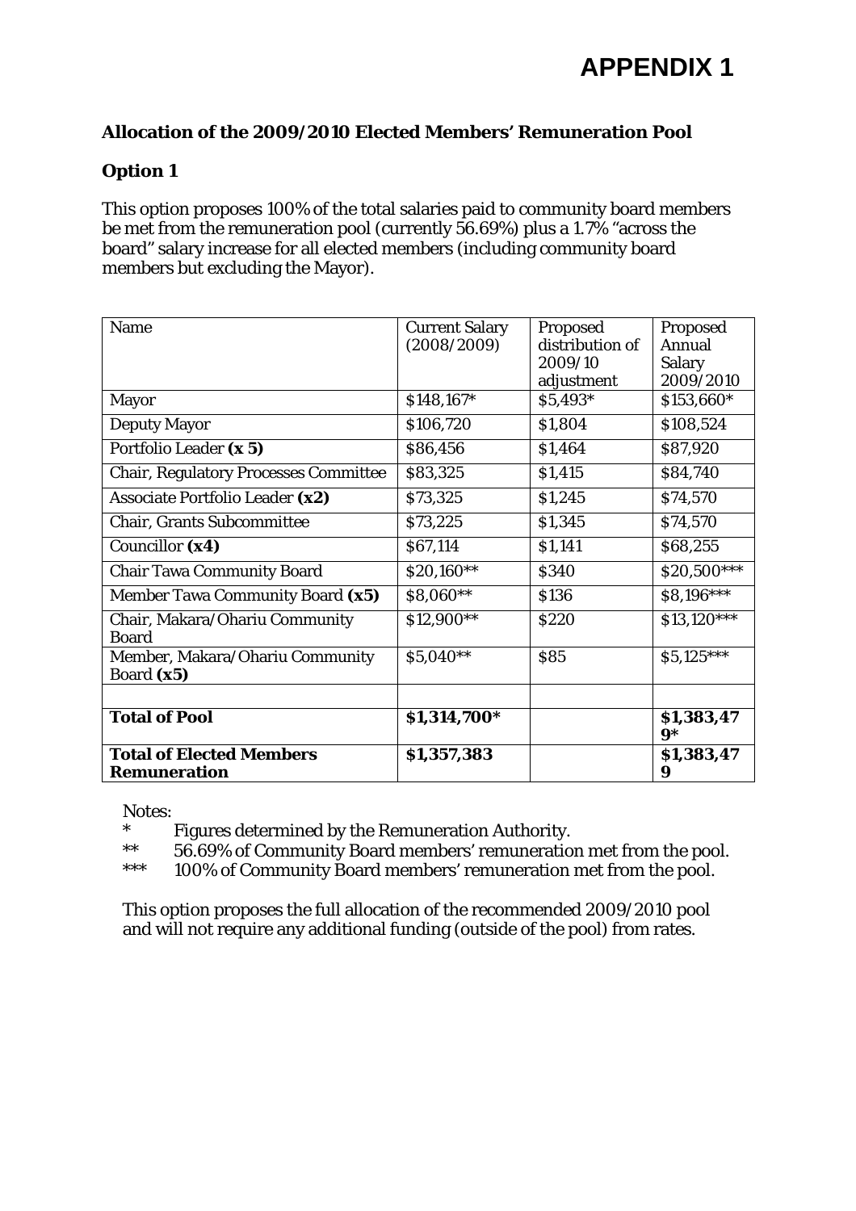# APPENDIX 1

**Allocation of the 2009/2010 Elected Members' Remuneration Pool**

**Option 1**

This option proposes 100% of the total salaries paid to community board members be met from the remuneration pool (currently 56.69%) plus a 1.7% "across the board" salary increase for all elected members (including community board members but excluding the Mayor).

| Name | Current Salary (2008/2009) | Proposed distribution of 2009/10 adjustment | Proposed Annual Salary 2009/2010 |
|---|---|---|---|
| Mayor | $148,167* | $5,493* | $153,660* |
| Deputy Mayor | $106,720 | $1,804 | $108,524 |
| Portfolio Leader **(x 5)** | $86,456 | $1,464 | $87,920 |
| Chair, Regulatory Processes Committee | $83,325 | $1,415 | $84,740 |
| Associate Portfolio Leader **(x2)** | $73,325 | $1,245 | $74,570 |
| Chair, Grants Subcommittee | $73,225 | $1,345 | $74,570 |
| Councillor **(x4)** | $67,114 | $1,141 | $68,255 |
| Chair Tawa Community Board | $20,160** | $340 | $20,500*** |
| Member Tawa Community Board **(x5)** | $8,060** | $136 | $8,196*** |
| Chair, Makara/Ohariu Community Board | $12,900** | $220 | $13,120*** |
| Member, Makara/Ohariu Community Board **(x5)** | $5,040** | $85 | $5,125*** |
| | | | |
| **Total of Pool** | **$1,314,700*** | | **$1,383,479*** |
| **Total of Elected Members Remuneration** | **$1,357,383** | | **$1,383,479** |

Notes:

\* Figures determined by the Remuneration Authority.

** 56.69% of Community Board members' remuneration met from the pool.

*** 100% of Community Board members' remuneration met from the pool.

This option proposes the full allocation of the recommended 2009/2010 pool and will not require any additional funding (outside of the pool) from rates.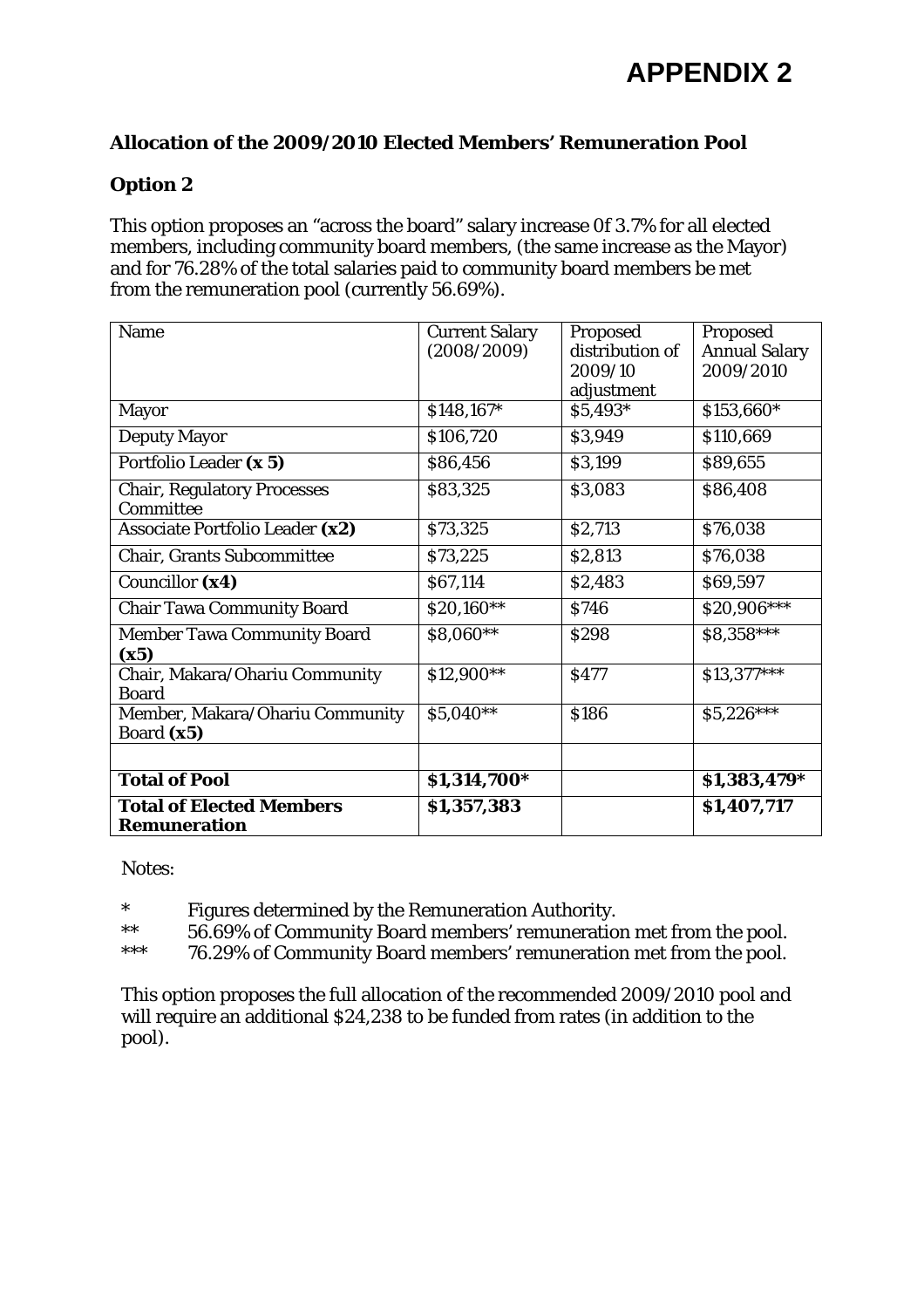# APPENDIX 2

**Allocation of the 2009/2010 Elected Members' Remuneration Pool**

**Option 2**

This option proposes an "across the board" salary increase 0f 3.7% for all elected members, including community board members, (the same increase as the Mayor) and for 76.28% of the total salaries paid to community board members be met from the remuneration pool (currently 56.69%).

| Name | Current Salary (2008/2009) | Proposed distribution of 2009/10 adjustment | Proposed Annual Salary 2009/2010 |
|---|---|---|---|
| Mayor | $148,167* | $5,493* | $153,660* |
| Deputy Mayor | $106,720 | $3,949 | $110,669 |
| Portfolio Leader **(x 5)** | $86,456 | $3,199 | $89,655 |
| Chair, Regulatory Processes Committee | $83,325 | $3,083 | $86,408 |
| Associate Portfolio Leader **(x2)** | $73,325 | $2,713 | $76,038 |
| Chair, Grants Subcommittee | $73,225 | $2,813 | $76,038 |
| Councillor **(x4)** | $67,114 | $2,483 | $69,597 |
| Chair Tawa Community Board | $20,160** | $746 | $20,906*** |
| Member Tawa Community Board **(x5)** | $8,060** | $298 | $8,358*** |
| Chair, Makara/Ohariu Community Board | $12,900** | $477 | $13,377*** |
| Member, Makara/Ohariu Community Board **(x5)** | $5,040** | $186 | $5,226*** |
| | | | |
| **Total of Pool** | **$1,314,700*** | | **$1,383,479*** |
| **Total of Elected Members Remuneration** | **$1,357,383** | | **$1,407,717** |

Notes:

- \* Figures determined by the Remuneration Authority.
- \*\* 56.69% of Community Board members' remuneration met from the pool.
- \*\*\* 76.29% of Community Board members' remuneration met from the pool.

This option proposes the full allocation of the recommended 2009/2010 pool and will require an additional $24,238 to be funded from rates (in addition to the pool).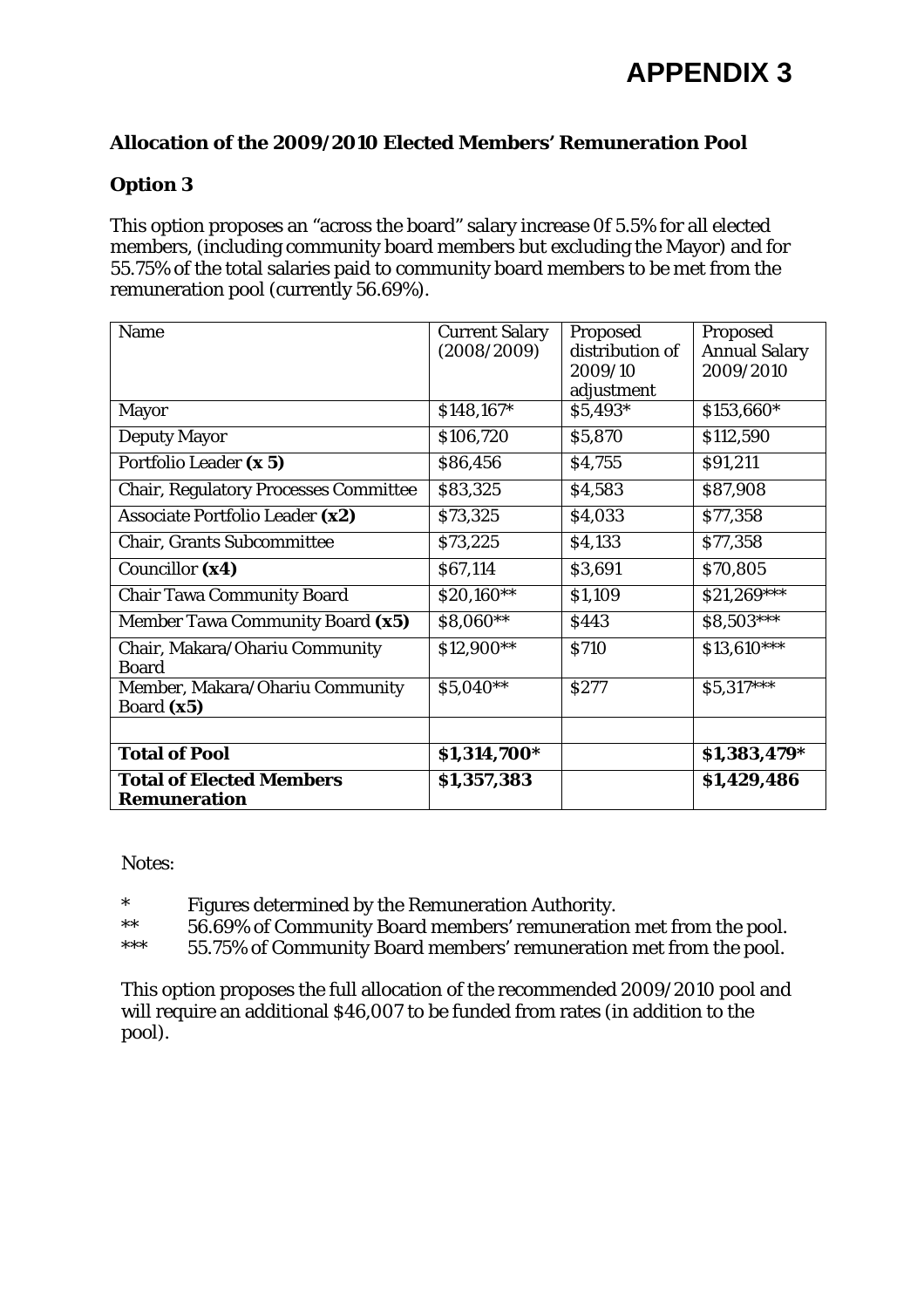# APPENDIX 3

**Allocation of the 2009/2010 Elected Members' Remuneration Pool**

**Option 3**

This option proposes an "across the board" salary increase 0f 5.5% for all elected members, (including community board members but excluding the Mayor) and for 55.75% of the total salaries paid to community board members to be met from the remuneration pool (currently 56.69%).

| Name | Current Salary (2008/2009) | Proposed distribution of 2009/10 adjustment | Proposed Annual Salary 2009/2010 |
|---|---|---|---|
| Mayor | $148,167* | $5,493* | $153,660* |
| Deputy Mayor | $106,720 | $5,870 | $112,590 |
| Portfolio Leader **(x 5)** | $86,456 | $4,755 | $91,211 |
| Chair, Regulatory Processes Committee | $83,325 | $4,583 | $87,908 |
| Associate Portfolio Leader **(x2)** | $73,325 | $4,033 | $77,358 |
| Chair, Grants Subcommittee | $73,225 | $4,133 | $77,358 |
| Councillor **(x4)** | $67,114 | $3,691 | $70,805 |
| Chair Tawa Community Board | $20,160** | $1,109 | $21,269*** |
| Member Tawa Community Board **(x5)** | $8,060** | $443 | $8,503*** |
| Chair, Makara/Ohariu Community Board | $12,900** | $710 | $13,610*** |
| Member, Makara/Ohariu Community Board **(x5)** | $5,040** | $277 | $5,317*** |
| | | | |
| **Total of Pool** | **$1,314,700*** | | **$1,383,479*** |
| **Total of Elected Members Remuneration** | **$1,357,383** | | **$1,429,486** |

Notes:

\* Figures determined by the Remuneration Authority.
\** 56.69% of Community Board members' remuneration met from the pool.
\*** 55.75% of Community Board members' remuneration met from the pool.

This option proposes the full allocation of the recommended 2009/2010 pool and will require an additional $46,007 to be funded from rates (in addition to the pool).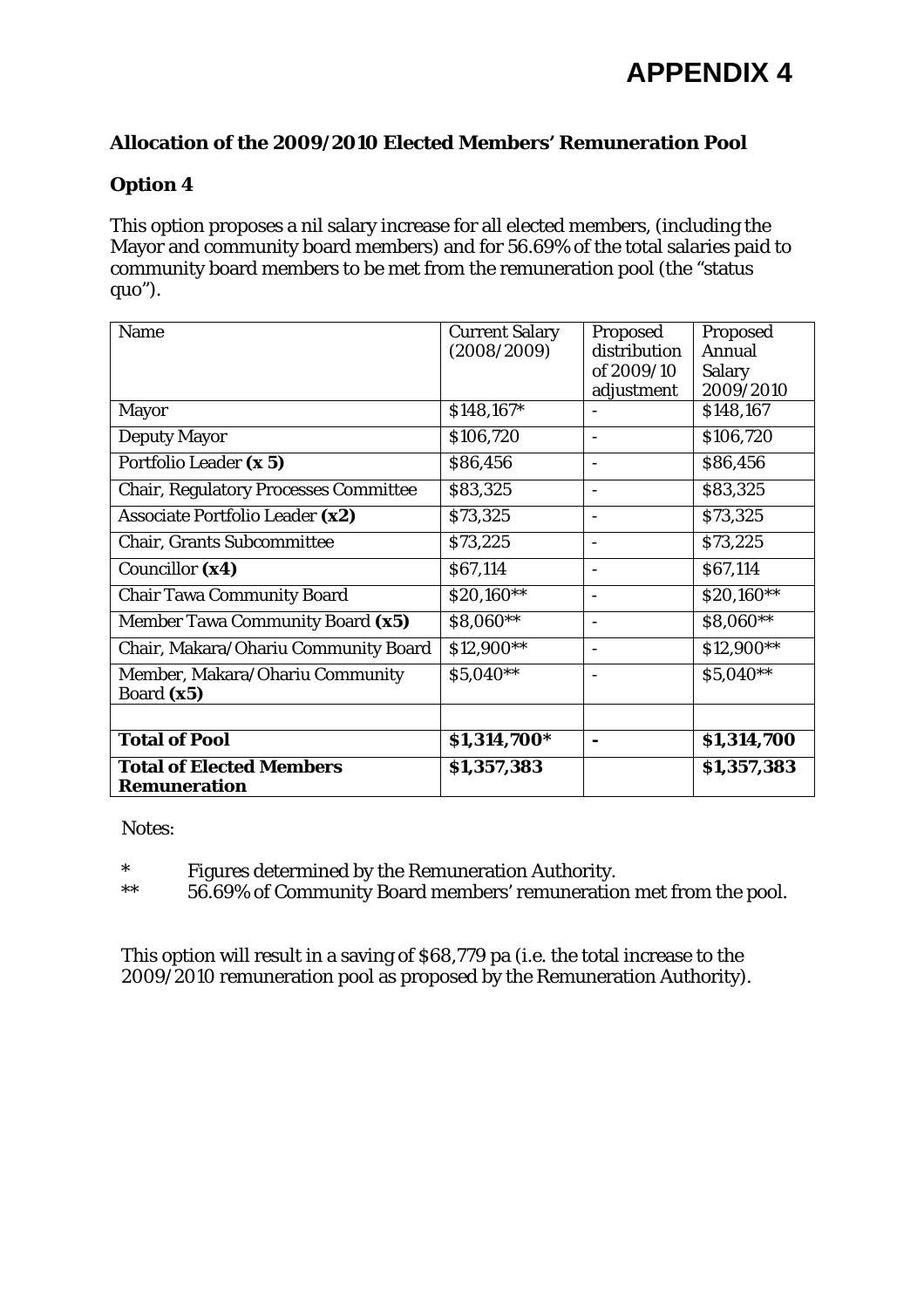# APPENDIX 4

**Allocation of the 2009/2010 Elected Members' Remuneration Pool**

**Option 4**

This option proposes a nil salary increase for all elected members, (including the Mayor and community board members) and for 56.69% of the total salaries paid to community board members to be met from the remuneration pool (the "status quo").

| Name | Current Salary (2008/2009) | Proposed distribution of 2009/10 adjustment | Proposed Annual Salary 2009/2010 |
|---|---|---|---|
| Mayor | $148,167* | - | $148,167 |
| Deputy Mayor | $106,720 | - | $106,720 |
| Portfolio Leader **(x 5)** | $86,456 | - | $86,456 |
| Chair, Regulatory Processes Committee | $83,325 | - | $83,325 |
| Associate Portfolio Leader **(x2)** | $73,325 | - | $73,325 |
| Chair, Grants Subcommittee | $73,225 | - | $73,225 |
| Councillor **(x4)** | $67,114 | - | $67,114 |
| Chair Tawa Community Board | $20,160** | - | $20,160** |
| Member Tawa Community Board **(x5)** | $8,060** | - | $8,060** |
| Chair, Makara/Ohariu Community Board | $12,900** | - | $12,900** |
| Member, Makara/Ohariu Community Board **(x5)** | $5,040** | - | $5,040** |
| | | | |
| **Total of Pool** | **$1,314,700*** | **-** | **$1,314,700** |
| **Total of Elected Members Remuneration** | **$1,357,383** | | **$1,357,383** |

Notes:

\* Figures determined by the Remuneration Authority.

\*\* 56.69% of Community Board members' remuneration met from the pool.

This option will result in a saving of $68,779 pa (i.e. the total increase to the 2009/2010 remuneration pool as proposed by the Remuneration Authority).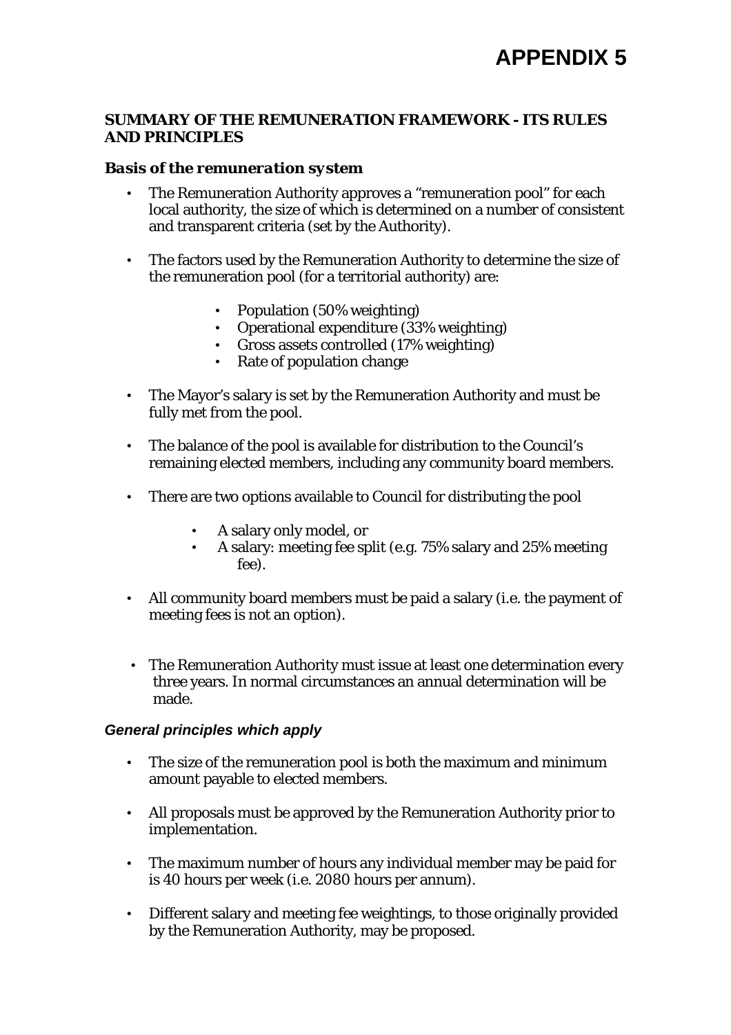# APPENDIX 5

## SUMMARY OF THE REMUNERATION FRAMEWORK - ITS RULES AND PRINCIPLES

### *Basis of the remuneration system*

- The Remuneration Authority approves a "remuneration pool" for each local authority, the size of which is determined on a number of consistent and transparent criteria (set by the Authority).
- The factors used by the Remuneration Authority to determine the size of the remuneration pool (for a territorial authority) are:
  - Population (50% weighting)
  - Operational expenditure (33% weighting)
  - Gross assets controlled (17% weighting)
  - Rate of population change
- The Mayor's salary is set by the Remuneration Authority and must be fully met from the pool.
- The balance of the pool is available for distribution to the Council's remaining elected members, including any community board members.
- There are two options available to Council for distributing the pool
  - A salary only model, or
  - A salary: meeting fee split (e.g. 75% salary and 25% meeting fee).
- All community board members must be paid a salary (i.e. the payment of meeting fees is not an option).
- The Remuneration Authority must issue at least one determination every three years. In normal circumstances an annual determination will be made.

### *General principles which apply*

- The size of the remuneration pool is both the maximum and minimum amount payable to elected members.
- All proposals must be approved by the Remuneration Authority prior to implementation.
- The maximum number of hours any individual member may be paid for is 40 hours per week (i.e. 2080 hours per annum).
- Different salary and meeting fee weightings, to those originally provided by the Remuneration Authority, may be proposed.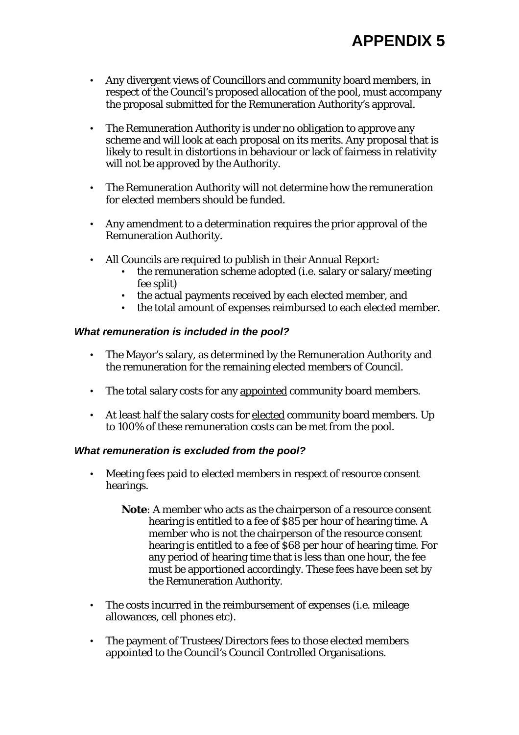# APPENDIX 5

- Any divergent views of Councillors and community board members, in respect of the Council's proposed allocation of the pool, must accompany the proposal submitted for the Remuneration Authority's approval.

- The Remuneration Authority is under no obligation to approve any scheme and will look at each proposal on its merits. Any proposal that is likely to result in distortions in behaviour or lack of fairness in relativity will not be approved by the Authority.

- The Remuneration Authority will not determine how the remuneration for elected members should be funded.

- Any amendment to a determination requires the prior approval of the Remuneration Authority.

- All Councils are required to publish in their Annual Report:
  - the remuneration scheme adopted (i.e. salary or salary/meeting fee split)
  - the actual payments received by each elected member, and
  - the total amount of expenses reimbursed to each elected member.

### *What remuneration is included in the pool?*

- The Mayor's salary, as determined by the Remuneration Authority and the remuneration for the remaining elected members of Council.

- The total salary costs for any <u>appointed</u> community board members.

- At least half the salary costs for <u>elected</u> community board members. Up to 100% of these remuneration costs can be met from the pool.

### *What remuneration is excluded from the pool?*

- Meeting fees paid to elected members in respect of resource consent hearings.

  **Note**: A member who acts as the chairperson of a resource consent hearing is entitled to a fee of $85 per hour of hearing time. A member who is not the chairperson of the resource consent hearing is entitled to a fee of $68 per hour of hearing time. For any period of hearing time that is less than one hour, the fee must be apportioned accordingly. These fees have been set by the Remuneration Authority.

- The costs incurred in the reimbursement of expenses (i.e. mileage allowances, cell phones etc).

- The payment of Trustees/Directors fees to those elected members appointed to the Council's Council Controlled Organisations.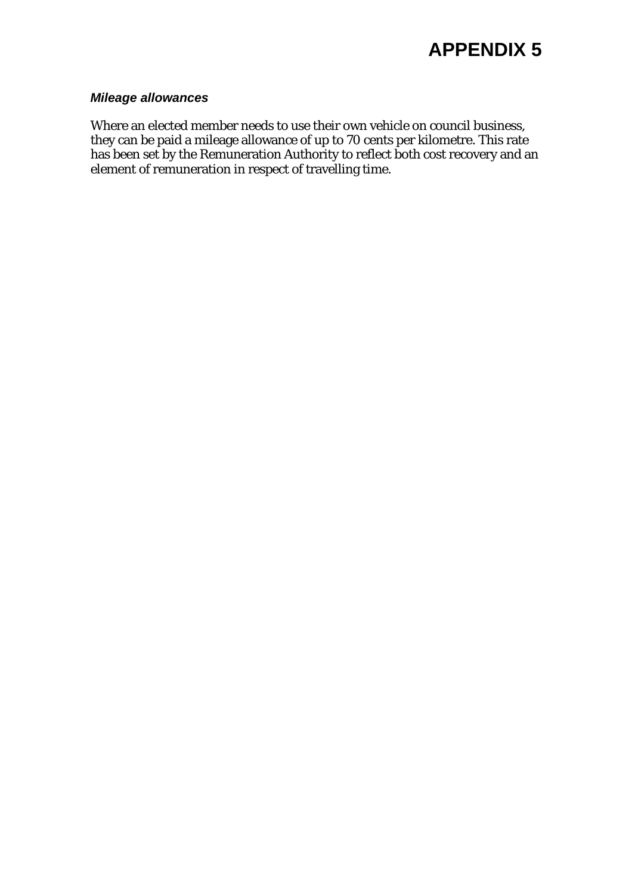# APPENDIX 5

***Mileage allowances***

Where an elected member needs to use their own vehicle on council business, they can be paid a mileage allowance of up to 70 cents per kilometre. This rate has been set by the Remuneration Authority to reflect both cost recovery and an element of remuneration in respect of travelling time.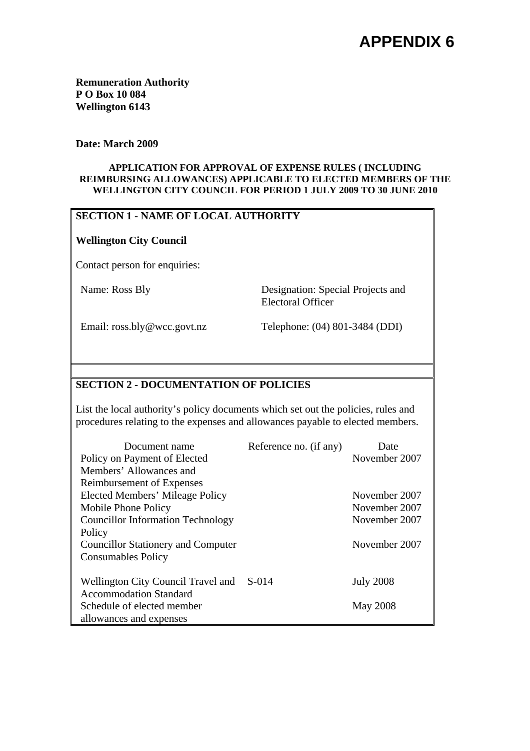# APPENDIX 6

**Remuneration Authority**
**P O Box 10 084**
**Wellington 6143**

**Date: March 2009**

**APPLICATION FOR APPROVAL OF EXPENSE RULES ( INCLUDING REIMBURSING ALLOWANCES) APPLICABLE TO ELECTED MEMBERS OF THE WELLINGTON CITY COUNCIL FOR PERIOD 1 JULY 2009 TO 30 JUNE 2010**

## SECTION 1 - NAME OF LOCAL AUTHORITY

**Wellington City Council**

Contact person for enquiries:

Name: Ross Bly — Designation: Special Projects and Electoral Officer

Email: ross.bly@wcc.govt.nz — Telephone: (04) 801-3484 (DDI)

## SECTION 2 - DOCUMENTATION OF POLICIES

List the local authority's policy documents which set out the policies, rules and procedures relating to the expenses and allowances payable to elected members.

| Document name | Reference no. (if any) | Date |
|---|---|---|
| Policy on Payment of Elected Members' Allowances and Reimbursement of Expenses | | November 2007 |
| Elected Members' Mileage Policy | | November 2007 |
| Mobile Phone Policy | | November 2007 |
| Councillor Information Technology Policy | | November 2007 |
| Councillor Stationery and Computer Consumables Policy | | November 2007 |
| Wellington City Council Travel and Accommodation Standard | S-014 | July 2008 |
| Schedule of elected member allowances and expenses | | May 2008 |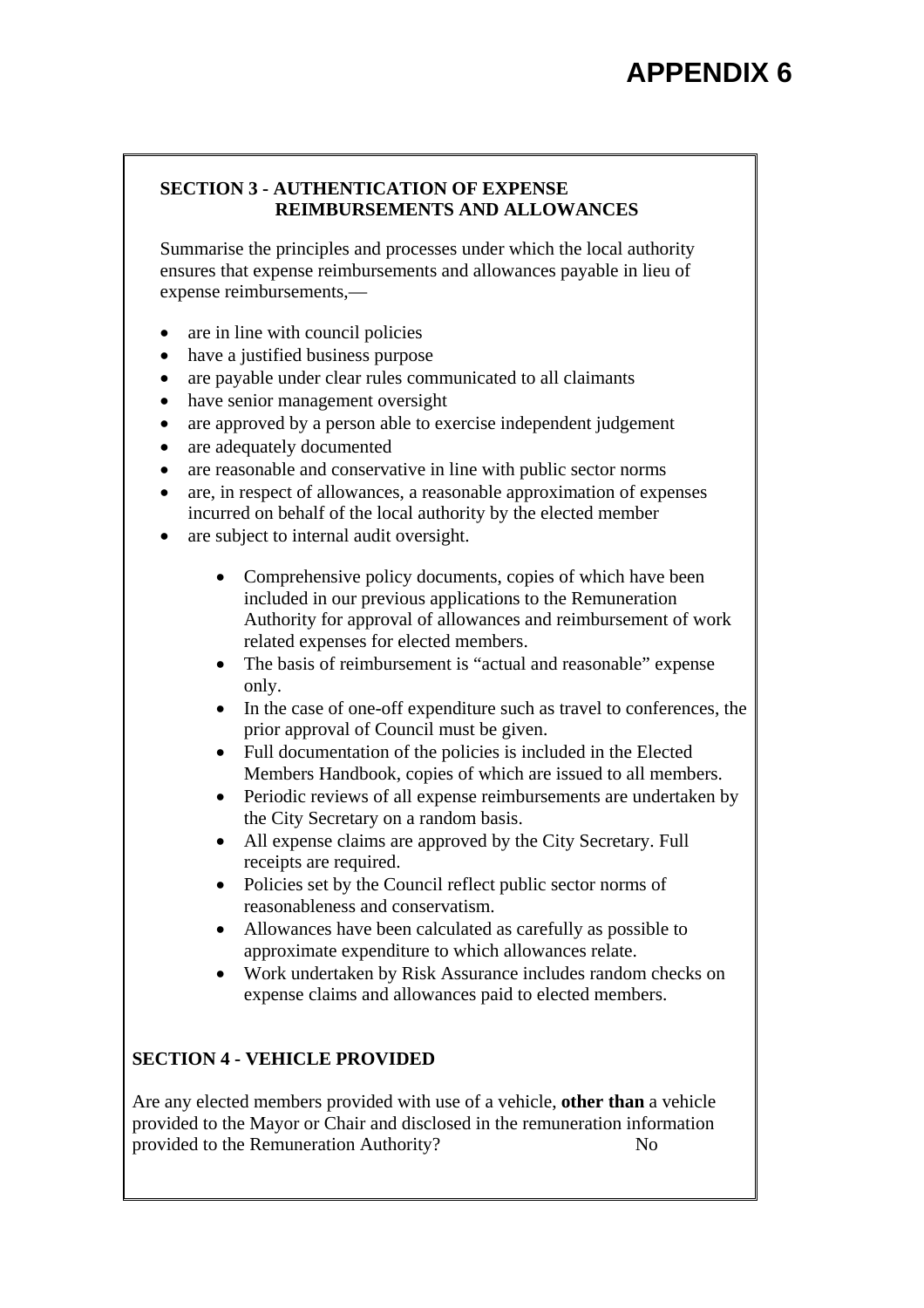# APPENDIX 6

**SECTION 3 - AUTHENTICATION OF EXPENSE REIMBURSEMENTS AND ALLOWANCES**

Summarise the principles and processes under which the local authority ensures that expense reimbursements and allowances payable in lieu of expense reimbursements,—

- are in line with council policies
- have a justified business purpose
- are payable under clear rules communicated to all claimants
- have senior management oversight
- are approved by a person able to exercise independent judgement
- are adequately documented
- are reasonable and conservative in line with public sector norms
- are, in respect of allowances, a reasonable approximation of expenses incurred on behalf of the local authority by the elected member
- are subject to internal audit oversight.

    - Comprehensive policy documents, copies of which have been included in our previous applications to the Remuneration Authority for approval of allowances and reimbursement of work related expenses for elected members.
    - The basis of reimbursement is "actual and reasonable" expense only.
    - In the case of one-off expenditure such as travel to conferences, the prior approval of Council must be given.
    - Full documentation of the policies is included in the Elected Members Handbook, copies of which are issued to all members.
    - Periodic reviews of all expense reimbursements are undertaken by the City Secretary on a random basis.
    - All expense claims are approved by the City Secretary. Full receipts are required.
    - Policies set by the Council reflect public sector norms of reasonableness and conservatism.
    - Allowances have been calculated as carefully as possible to approximate expenditure to which allowances relate.
    - Work undertaken by Risk Assurance includes random checks on expense claims and allowances paid to elected members.

**SECTION 4 - VEHICLE PROVIDED**

Are any elected members provided with use of a vehicle, **other than** a vehicle provided to the Mayor or Chair and disclosed in the remuneration information provided to the Remuneration Authority? No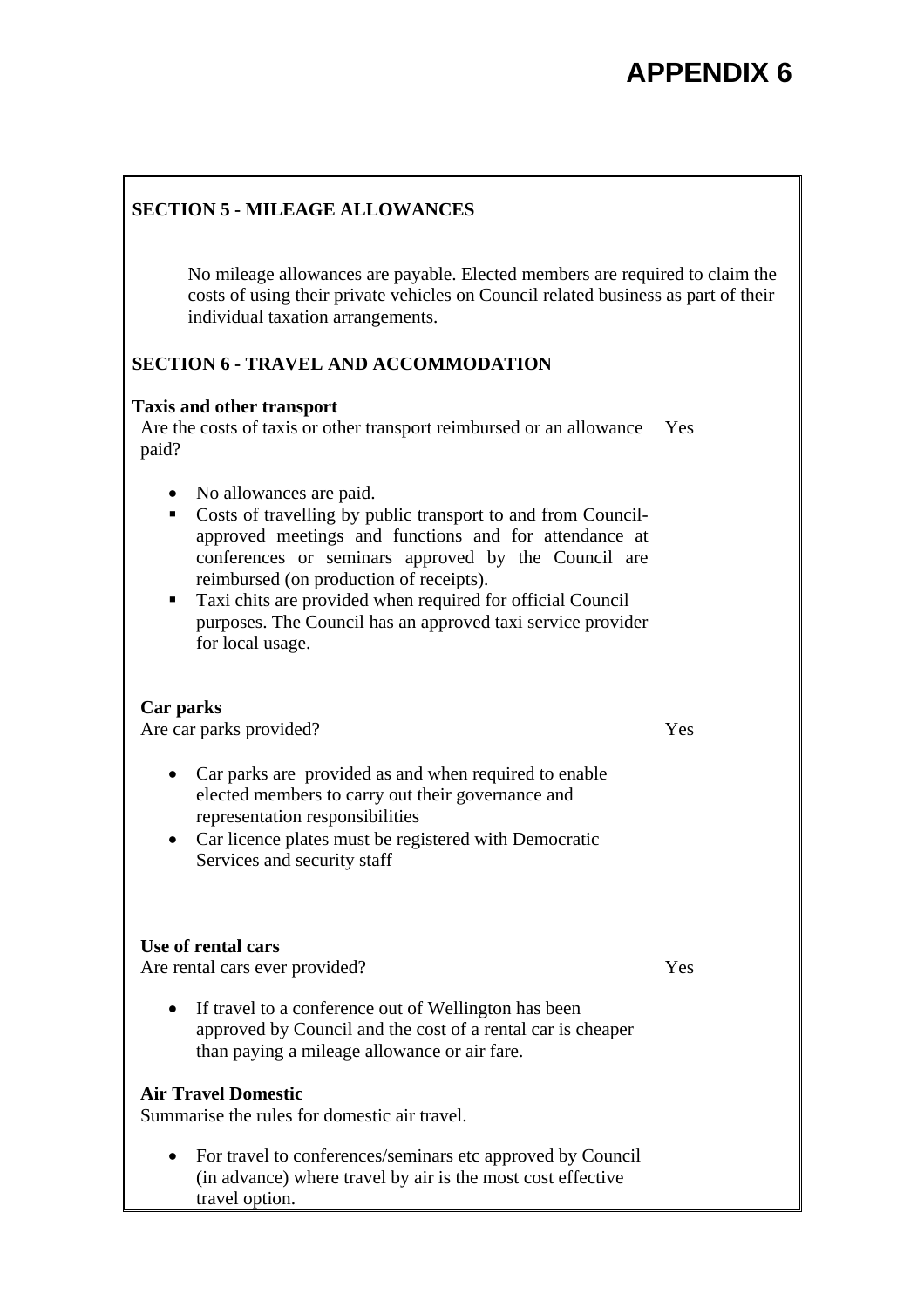# APPENDIX 6

**SECTION 5 - MILEAGE ALLOWANCES**

No mileage allowances are payable. Elected members are required to claim the costs of using their private vehicles on Council related business as part of their individual taxation arrangements.

**SECTION 6 - TRAVEL AND ACCOMMODATION**

**Taxis and other transport**

Are the costs of taxis or other transport reimbursed or an allowance paid? Yes

- No allowances are paid.
- Costs of travelling by public transport to and from Council-approved meetings and functions and for attendance at conferences or seminars approved by the Council are reimbursed (on production of receipts).
- Taxi chits are provided when required for official Council purposes. The Council has an approved taxi service provider for local usage.

**Car parks**

Are car parks provided? Yes

- Car parks are provided as and when required to enable elected members to carry out their governance and representation responsibilities
- Car licence plates must be registered with Democratic Services and security staff

**Use of rental cars**

Are rental cars ever provided? Yes

- If travel to a conference out of Wellington has been approved by Council and the cost of a rental car is cheaper than paying a mileage allowance or air fare.

**Air Travel Domestic**

Summarise the rules for domestic air travel.

- For travel to conferences/seminars etc approved by Council (in advance) where travel by air is the most cost effective travel option.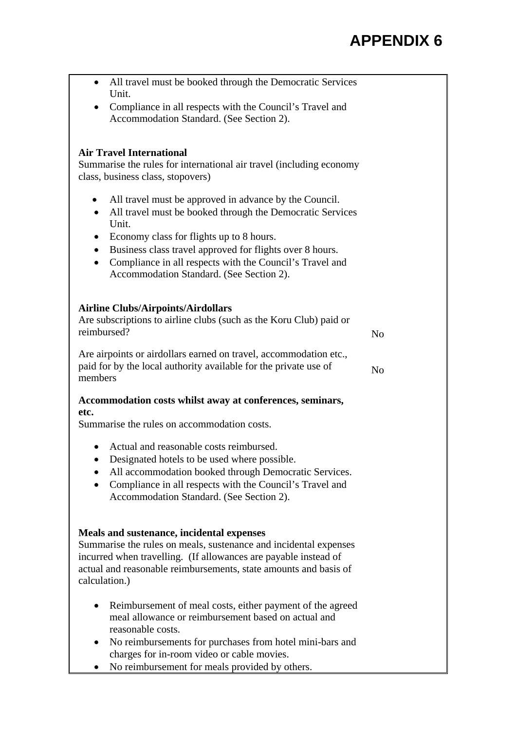# APPENDIX 6

- All travel must be booked through the Democratic Services Unit.
- Compliance in all respects with the Council's Travel and Accommodation Standard. (See Section 2).

**Air Travel International**
Summarise the rules for international air travel (including economy class, business class, stopovers)

- All travel must be approved in advance by the Council.
- All travel must be booked through the Democratic Services Unit.
- Economy class for flights up to 8 hours.
- Business class travel approved for flights over 8 hours.
- Compliance in all respects with the Council's Travel and Accommodation Standard. (See Section 2).

**Airline Clubs/Airpoints/Airdollars**

| | |
|---|---|
| Are subscriptions to airline clubs (such as the Koru Club) paid or reimbursed? | No |
| Are airpoints or airdollars earned on travel, accommodation etc., paid for by the local authority available for the private use of members | No |

**Accommodation costs whilst away at conferences, seminars, etc.**
Summarise the rules on accommodation costs.

- Actual and reasonable costs reimbursed.
- Designated hotels to be used where possible.
- All accommodation booked through Democratic Services.
- Compliance in all respects with the Council's Travel and Accommodation Standard. (See Section 2).

**Meals and sustenance, incidental expenses**
Summarise the rules on meals, sustenance and incidental expenses incurred when travelling. (If allowances are payable instead of actual and reasonable reimbursements, state amounts and basis of calculation.)

- Reimbursement of meal costs, either payment of the agreed meal allowance or reimbursement based on actual and reasonable costs.
- No reimbursements for purchases from hotel mini-bars and charges for in-room video or cable movies.
- No reimbursement for meals provided by others.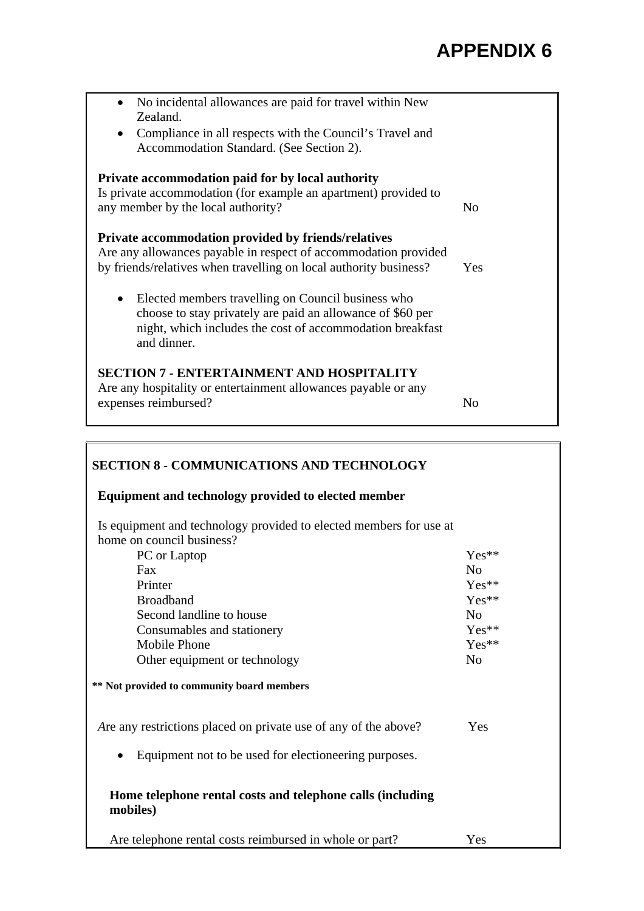# APPENDIX 6

- No incidental allowances are paid for travel within New Zealand.
- Compliance in all respects with the Council's Travel and Accommodation Standard. (See Section 2).

**Private accommodation paid for by local authority**

| | |
|---|---|
| Is private accommodation (for example an apartment) provided to any member by the local authority? | No |

**Private accommodation provided by friends/relatives**

| | |
|---|---|
| Are any allowances payable in respect of accommodation provided by friends/relatives when travelling on local authority business? | Yes |

- Elected members travelling on Council business who choose to stay privately are paid an allowance of $60 per night, which includes the cost of accommodation breakfast and dinner.

**SECTION 7 - ENTERTAINMENT AND HOSPITALITY**

| | |
|---|---|
| Are any hospitality or entertainment allowances payable or any expenses reimbursed? | No |

**SECTION 8 - COMMUNICATIONS AND TECHNOLOGY**

**Equipment and technology provided to elected member**

Is equipment and technology provided to elected members for use at home on council business?

| | |
|---|---|
| PC or Laptop | Yes** |
| Fax | No |
| Printer | Yes** |
| Broadband | Yes** |
| Second landline to house | No |
| Consumables and stationery | Yes** |
| Mobile Phone | Yes** |
| Other equipment or technology | No |

**** Not provided to community board members**

| | |
|---|---|
| Are any restrictions placed on private use of any of the above? | Yes |

- Equipment not to be used for electioneering purposes.

**Home telephone rental costs and telephone calls (including mobiles)**

| | |
|---|---|
| Are telephone rental costs reimbursed in whole or part? | Yes |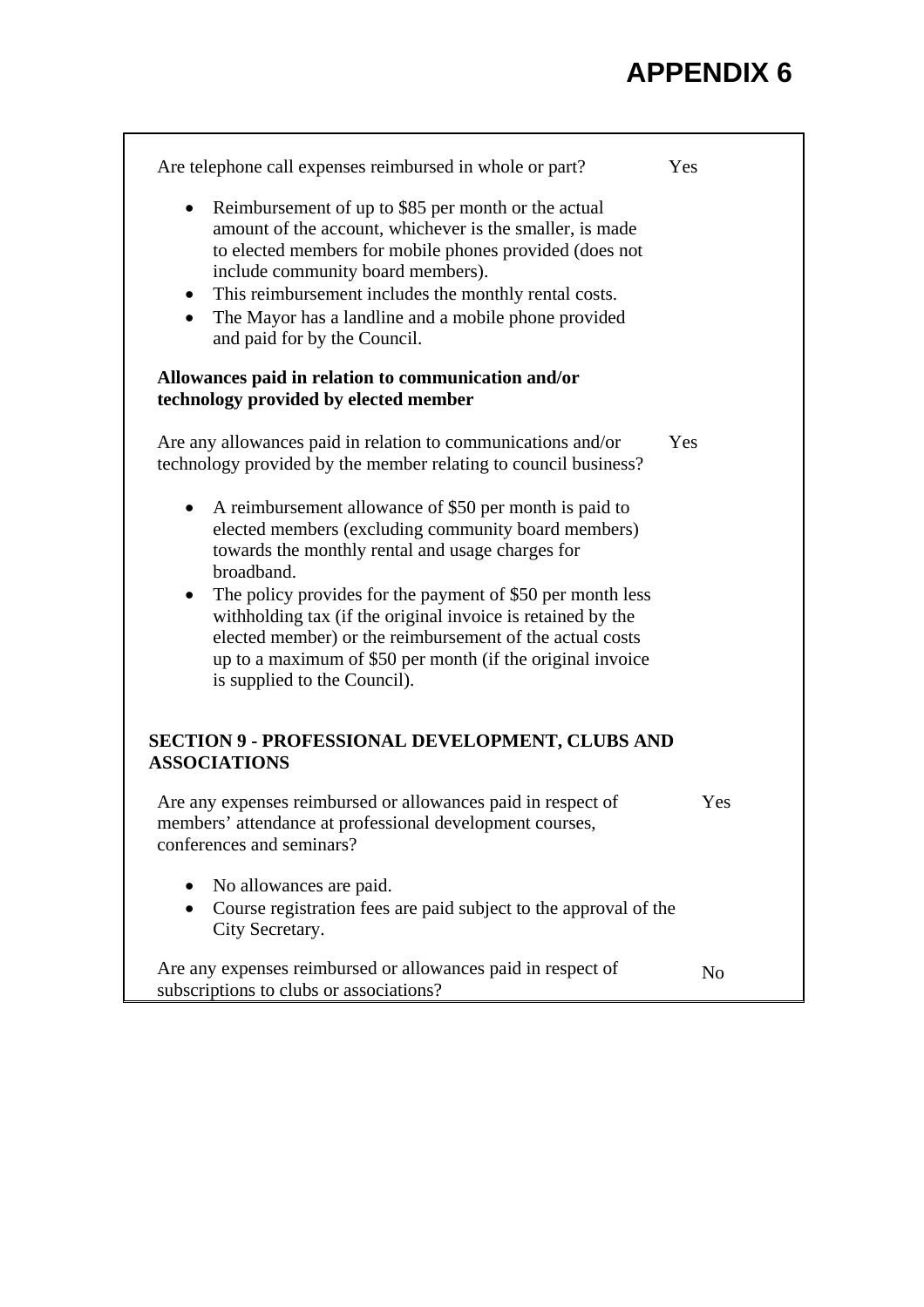# APPENDIX 6

Are telephone call expenses reimbursed in whole or part? Yes

- Reimbursement of up to $85 per month or the actual amount of the account, whichever is the smaller, is made to elected members for mobile phones provided (does not include community board members).
- This reimbursement includes the monthly rental costs.
- The Mayor has a landline and a mobile phone provided and paid for by the Council.

**Allowances paid in relation to communication and/or technology provided by elected member**

Are any allowances paid in relation to communications and/or technology provided by the member relating to council business? Yes

- A reimbursement allowance of $50 per month is paid to elected members (excluding community board members) towards the monthly rental and usage charges for broadband.
- The policy provides for the payment of $50 per month less withholding tax (if the original invoice is retained by the elected member) or the reimbursement of the actual costs up to a maximum of $50 per month (if the original invoice is supplied to the Council).

## SECTION 9 - PROFESSIONAL DEVELOPMENT, CLUBS AND ASSOCIATIONS

Are any expenses reimbursed or allowances paid in respect of members' attendance at professional development courses, conferences and seminars? Yes

- No allowances are paid.
- Course registration fees are paid subject to the approval of the City Secretary.

Are any expenses reimbursed or allowances paid in respect of subscriptions to clubs or associations? No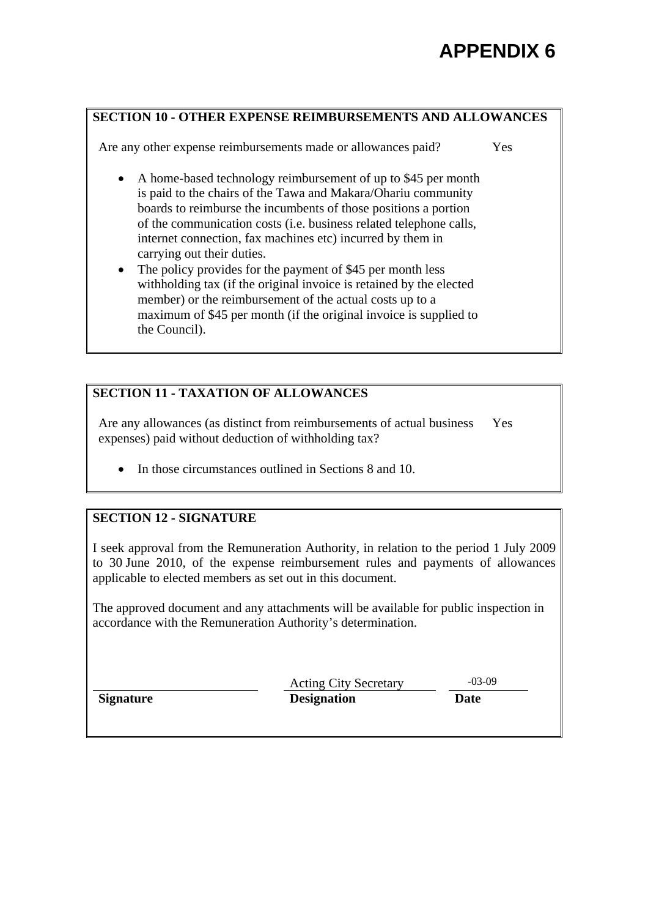# APPENDIX 6

## SECTION 10 - OTHER EXPENSE REIMBURSEMENTS AND ALLOWANCES

Are any other expense reimbursements made or allowances paid? Yes

- A home-based technology reimbursement of up to $45 per month is paid to the chairs of the Tawa and Makara/Ohariu community boards to reimburse the incumbents of those positions a portion of the communication costs (i.e. business related telephone calls, internet connection, fax machines etc) incurred by them in carrying out their duties.
- The policy provides for the payment of $45 per month less withholding tax (if the original invoice is retained by the elected member) or the reimbursement of the actual costs up to a maximum of $45 per month (if the original invoice is supplied to the Council).

## SECTION 11 - TAXATION OF ALLOWANCES

Are any allowances (as distinct from reimbursements of actual business expenses) paid without deduction of withholding tax? Yes

- In those circumstances outlined in Sections 8 and 10.

## SECTION 12 - SIGNATURE

I seek approval from the Remuneration Authority, in relation to the period 1 July 2009 to 30 June 2010, of the expense reimbursement rules and payments of allowances applicable to elected members as set out in this document.

The approved document and any attachments will be available for public inspection in accordance with the Remuneration Authority's determination.

| | | |
|---|---|---|
| | Acting City Secretary | -03-09 |
| **Signature** | **Designation** | **Date** |